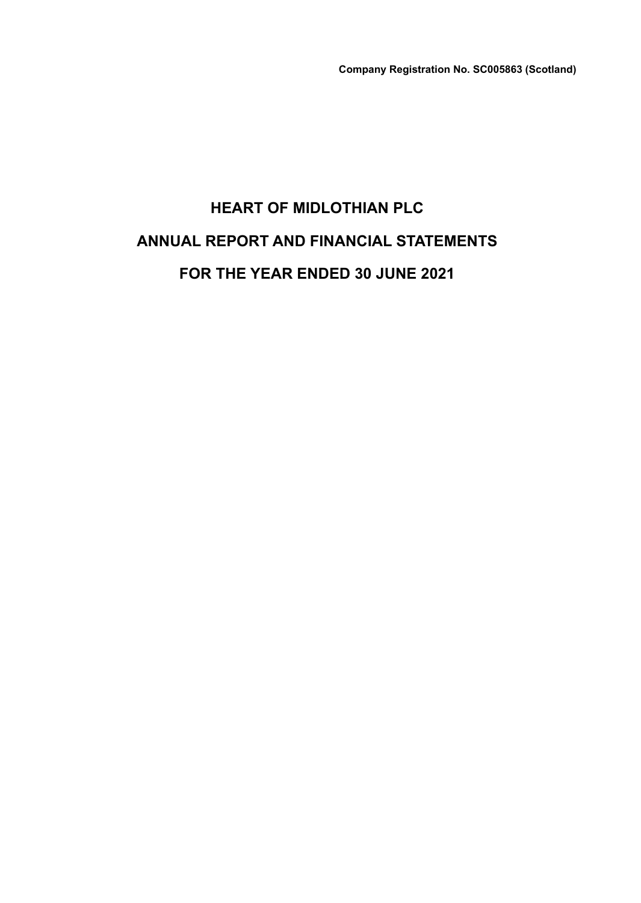**Company Registration No. SC005863 (Scotland)**

# HEART OF MIDLOTHIAN PLC

# ANNUAL REPORT AND FINANCIAL STATEMENTS

# FOR THE YEAR ENDED 30 JUNE 2021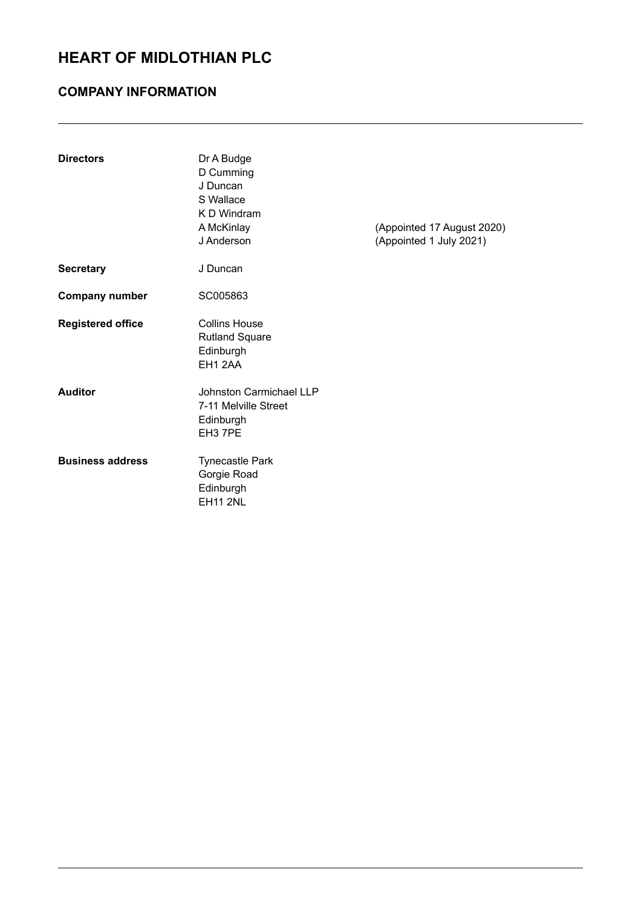# HEART OF MIDLOTHIAN PLC

## COMPANY INFORMATION

| | | |
|---|---|---|
| **Directors** | Dr A Budge | |
| | D Cumming | |
| | J Duncan | |
| | S Wallace | |
| | K D Windram | |
| | A McKinlay | (Appointed 17 August 2020) |
| | J Anderson | (Appointed 1 July 2021) |
| **Secretary** | J Duncan | |
| **Company number** | SC005863 | |
| **Registered office** | Collins House<br>Rutland Square<br>Edinburgh<br>EH1 2AA | |
| **Auditor** | Johnston Carmichael LLP<br>7-11 Melville Street<br>Edinburgh<br>EH3 7PE | |
| **Business address** | Tynecastle Park<br>Gorgie Road<br>Edinburgh<br>EH11 2NL | |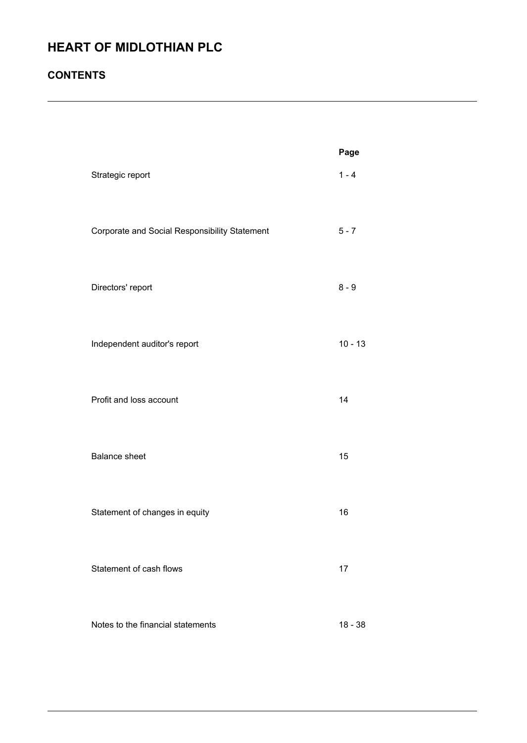# HEART OF MIDLOTHIAN PLC

## CONTENTS

| | Page |
|---|---|
| Strategic report | 1 - 4 |
| Corporate and Social Responsibility Statement | 5 - 7 |
| Directors' report | 8 - 9 |
| Independent auditor's report | 10 - 13 |
| Profit and loss account | 14 |
| Balance sheet | 15 |
| Statement of changes in equity | 16 |
| Statement of cash flows | 17 |
| Notes to the financial statements | 18 - 38 |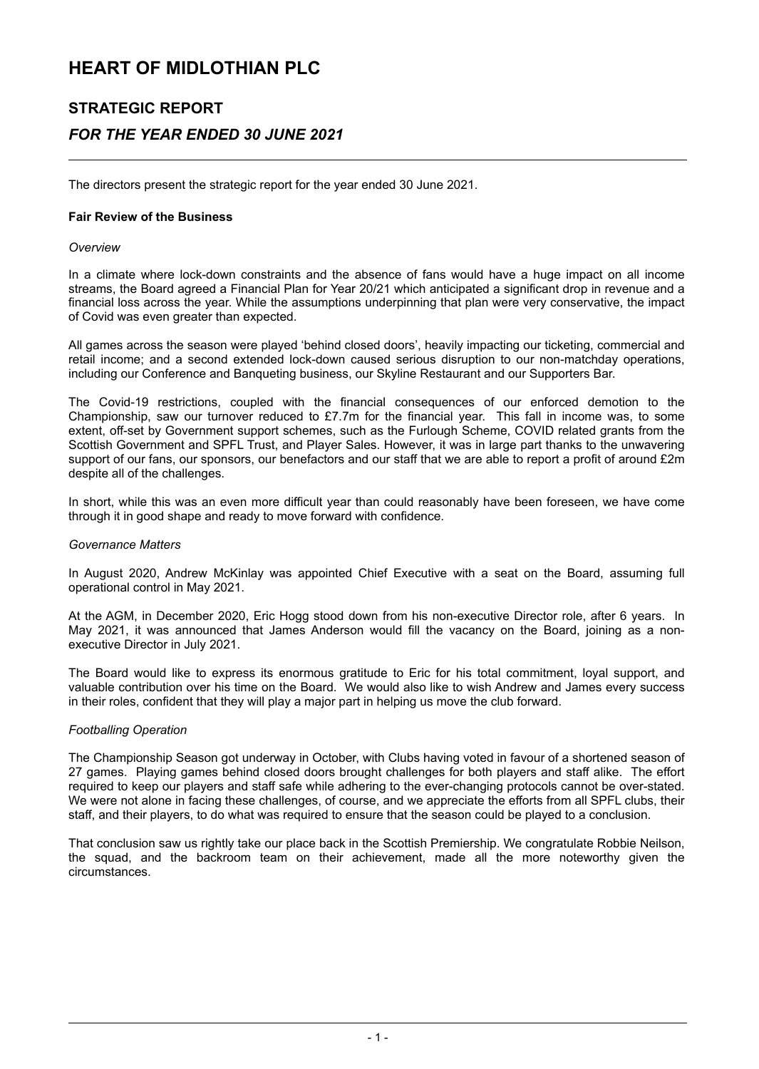# HEART OF MIDLOTHIAN PLC

## STRATEGIC REPORT

### *FOR THE YEAR ENDED 30 JUNE 2021*

The directors present the strategic report for the year ended 30 June 2021.

**Fair Review of the Business**

*Overview*

In a climate where lock-down constraints and the absence of fans would have a huge impact on all income streams, the Board agreed a Financial Plan for Year 20/21 which anticipated a significant drop in revenue and a financial loss across the year. While the assumptions underpinning that plan were very conservative, the impact of Covid was even greater than expected.

All games across the season were played 'behind closed doors', heavily impacting our ticketing, commercial and retail income; and a second extended lock-down caused serious disruption to our non-matchday operations, including our Conference and Banqueting business, our Skyline Restaurant and our Supporters Bar.

The Covid-19 restrictions, coupled with the financial consequences of our enforced demotion to the Championship, saw our turnover reduced to £7.7m for the financial year. This fall in income was, to some extent, off-set by Government support schemes, such as the Furlough Scheme, COVID related grants from the Scottish Government and SPFL Trust, and Player Sales. However, it was in large part thanks to the unwavering support of our fans, our sponsors, our benefactors and our staff that we are able to report a profit of around £2m despite all of the challenges.

In short, while this was an even more difficult year than could reasonably have been foreseen, we have come through it in good shape and ready to move forward with confidence.

*Governance Matters*

In August 2020, Andrew McKinlay was appointed Chief Executive with a seat on the Board, assuming full operational control in May 2021.

At the AGM, in December 2020, Eric Hogg stood down from his non-executive Director role, after 6 years. In May 2021, it was announced that James Anderson would fill the vacancy on the Board, joining as a non-executive Director in July 2021.

The Board would like to express its enormous gratitude to Eric for his total commitment, loyal support, and valuable contribution over his time on the Board. We would also like to wish Andrew and James every success in their roles, confident that they will play a major part in helping us move the club forward.

*Footballing Operation*

The Championship Season got underway in October, with Clubs having voted in favour of a shortened season of 27 games. Playing games behind closed doors brought challenges for both players and staff alike. The effort required to keep our players and staff safe while adhering to the ever-changing protocols cannot be over-stated. We were not alone in facing these challenges, of course, and we appreciate the efforts from all SPFL clubs, their staff, and their players, to do what was required to ensure that the season could be played to a conclusion.

That conclusion saw us rightly take our place back in the Scottish Premiership. We congratulate Robbie Neilson, the squad, and the backroom team on their achievement, made all the more noteworthy given the circumstances.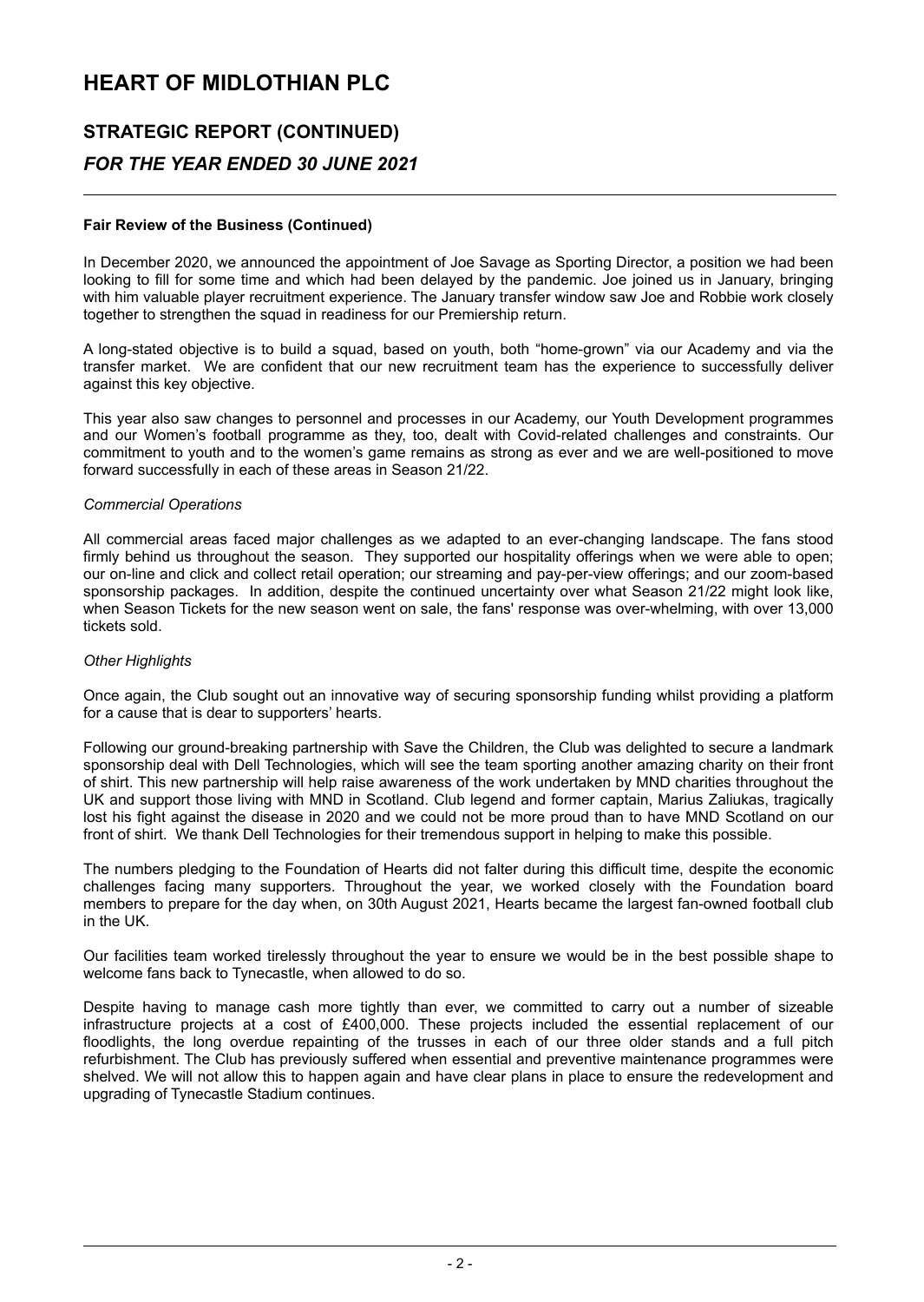# HEART OF MIDLOTHIAN PLC

## STRATEGIC REPORT (CONTINUED)

## *FOR THE YEAR ENDED 30 JUNE 2021*

**Fair Review of the Business (Continued)**

In December 2020, we announced the appointment of Joe Savage as Sporting Director, a position we had been looking to fill for some time and which had been delayed by the pandemic. Joe joined us in January, bringing with him valuable player recruitment experience. The January transfer window saw Joe and Robbie work closely together to strengthen the squad in readiness for our Premiership return.

A long-stated objective is to build a squad, based on youth, both "home-grown" via our Academy and via the transfer market. We are confident that our new recruitment team has the experience to successfully deliver against this key objective.

This year also saw changes to personnel and processes in our Academy, our Youth Development programmes and our Women's football programme as they, too, dealt with Covid-related challenges and constraints. Our commitment to youth and to the women's game remains as strong as ever and we are well-positioned to move forward successfully in each of these areas in Season 21/22.

*Commercial Operations*

All commercial areas faced major challenges as we adapted to an ever-changing landscape. The fans stood firmly behind us throughout the season. They supported our hospitality offerings when we were able to open; our on-line and click and collect retail operation; our streaming and pay-per-view offerings; and our zoom-based sponsorship packages. In addition, despite the continued uncertainty over what Season 21/22 might look like, when Season Tickets for the new season went on sale, the fans' response was over-whelming, with over 13,000 tickets sold.

*Other Highlights*

Once again, the Club sought out an innovative way of securing sponsorship funding whilst providing a platform for a cause that is dear to supporters' hearts.

Following our ground-breaking partnership with Save the Children, the Club was delighted to secure a landmark sponsorship deal with Dell Technologies, which will see the team sporting another amazing charity on their front of shirt. This new partnership will help raise awareness of the work undertaken by MND charities throughout the UK and support those living with MND in Scotland. Club legend and former captain, Marius Zaliukas, tragically lost his fight against the disease in 2020 and we could not be more proud than to have MND Scotland on our front of shirt. We thank Dell Technologies for their tremendous support in helping to make this possible.

The numbers pledging to the Foundation of Hearts did not falter during this difficult time, despite the economic challenges facing many supporters. Throughout the year, we worked closely with the Foundation board members to prepare for the day when, on 30th August 2021, Hearts became the largest fan-owned football club in the UK.

Our facilities team worked tirelessly throughout the year to ensure we would be in the best possible shape to welcome fans back to Tynecastle, when allowed to do so.

Despite having to manage cash more tightly than ever, we committed to carry out a number of sizeable infrastructure projects at a cost of £400,000. These projects included the essential replacement of our floodlights, the long overdue repainting of the trusses in each of our three older stands and a full pitch refurbishment. The Club has previously suffered when essential and preventive maintenance programmes were shelved. We will not allow this to happen again and have clear plans in place to ensure the redevelopment and upgrading of Tynecastle Stadium continues.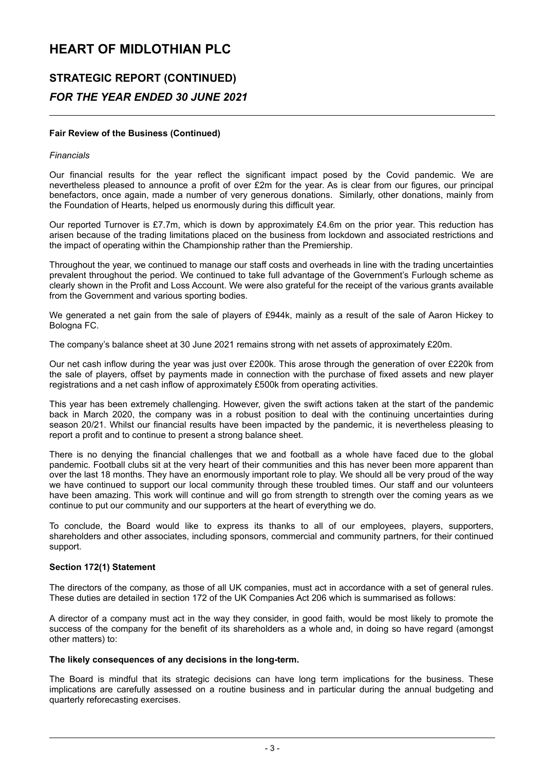# HEART OF MIDLOTHIAN PLC

## STRATEGIC REPORT (CONTINUED)

### *FOR THE YEAR ENDED 30 JUNE 2021*

**Fair Review of the Business (Continued)**

*Financials*

Our financial results for the year reflect the significant impact posed by the Covid pandemic. We are nevertheless pleased to announce a profit of over £2m for the year. As is clear from our figures, our principal benefactors, once again, made a number of very generous donations. Similarly, other donations, mainly from the Foundation of Hearts, helped us enormously during this difficult year.

Our reported Turnover is £7.7m, which is down by approximately £4.6m on the prior year. This reduction has arisen because of the trading limitations placed on the business from lockdown and associated restrictions and the impact of operating within the Championship rather than the Premiership.

Throughout the year, we continued to manage our staff costs and overheads in line with the trading uncertainties prevalent throughout the period. We continued to take full advantage of the Government's Furlough scheme as clearly shown in the Profit and Loss Account. We were also grateful for the receipt of the various grants available from the Government and various sporting bodies.

We generated a net gain from the sale of players of £944k, mainly as a result of the sale of Aaron Hickey to Bologna FC.

The company's balance sheet at 30 June 2021 remains strong with net assets of approximately £20m.

Our net cash inflow during the year was just over £200k. This arose through the generation of over £220k from the sale of players, offset by payments made in connection with the purchase of fixed assets and new player registrations and a net cash inflow of approximately £500k from operating activities.

This year has been extremely challenging. However, given the swift actions taken at the start of the pandemic back in March 2020, the company was in a robust position to deal with the continuing uncertainties during season 20/21. Whilst our financial results have been impacted by the pandemic, it is nevertheless pleasing to report a profit and to continue to present a strong balance sheet.

There is no denying the financial challenges that we and football as a whole have faced due to the global pandemic. Football clubs sit at the very heart of their communities and this has never been more apparent than over the last 18 months. They have an enormously important role to play. We should all be very proud of the way we have continued to support our local community through these troubled times. Our staff and our volunteers have been amazing. This work will continue and will go from strength to strength over the coming years as we continue to put our community and our supporters at the heart of everything we do.

To conclude, the Board would like to express its thanks to all of our employees, players, supporters, shareholders and other associates, including sponsors, commercial and community partners, for their continued support.

**Section 172(1) Statement**

The directors of the company, as those of all UK companies, must act in accordance with a set of general rules. These duties are detailed in section 172 of the UK Companies Act 206 which is summarised as follows:

A director of a company must act in the way they consider, in good faith, would be most likely to promote the success of the company for the benefit of its shareholders as a whole and, in doing so have regard (amongst other matters) to:

**The likely consequences of any decisions in the long-term.**

The Board is mindful that its strategic decisions can have long term implications for the business. These implications are carefully assessed on a routine business and in particular during the annual budgeting and quarterly reforecasting exercises.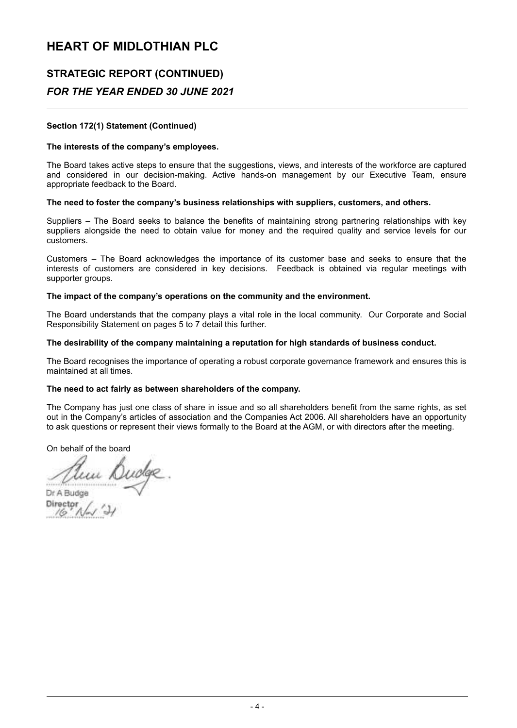# HEART OF MIDLOTHIAN PLC

## STRATEGIC REPORT (CONTINUED)

## *FOR THE YEAR ENDED 30 JUNE 2021*

**Section 172(1) Statement (Continued)**

**The interests of the company's employees.**

The Board takes active steps to ensure that the suggestions, views, and interests of the workforce are captured and considered in our decision-making. Active hands-on management by our Executive Team, ensure appropriate feedback to the Board.

**The need to foster the company's business relationships with suppliers, customers, and others.**

Suppliers – The Board seeks to balance the benefits of maintaining strong partnering relationships with key suppliers alongside the need to obtain value for money and the required quality and service levels for our customers.

Customers – The Board acknowledges the importance of its customer base and seeks to ensure that the interests of customers are considered in key decisions. Feedback is obtained via regular meetings with supporter groups.

**The impact of the company's operations on the community and the environment.**

The Board understands that the company plays a vital role in the local community. Our Corporate and Social Responsibility Statement on pages 5 to 7 detail this further.

**The desirability of the company maintaining a reputation for high standards of business conduct.**

The Board recognises the importance of operating a robust corporate governance framework and ensures this is maintained at all times.

**The need to act fairly as between shareholders of the company.**

The Company has just one class of share in issue and so all shareholders benefit from the same rights, as set out in the Company's articles of association and the Companies Act 2006. All shareholders have an opportunity to ask questions or represent their views formally to the Board at the AGM, or with directors after the meeting.

On behalf of the board

Dr A Budge
Director
16 Nov '21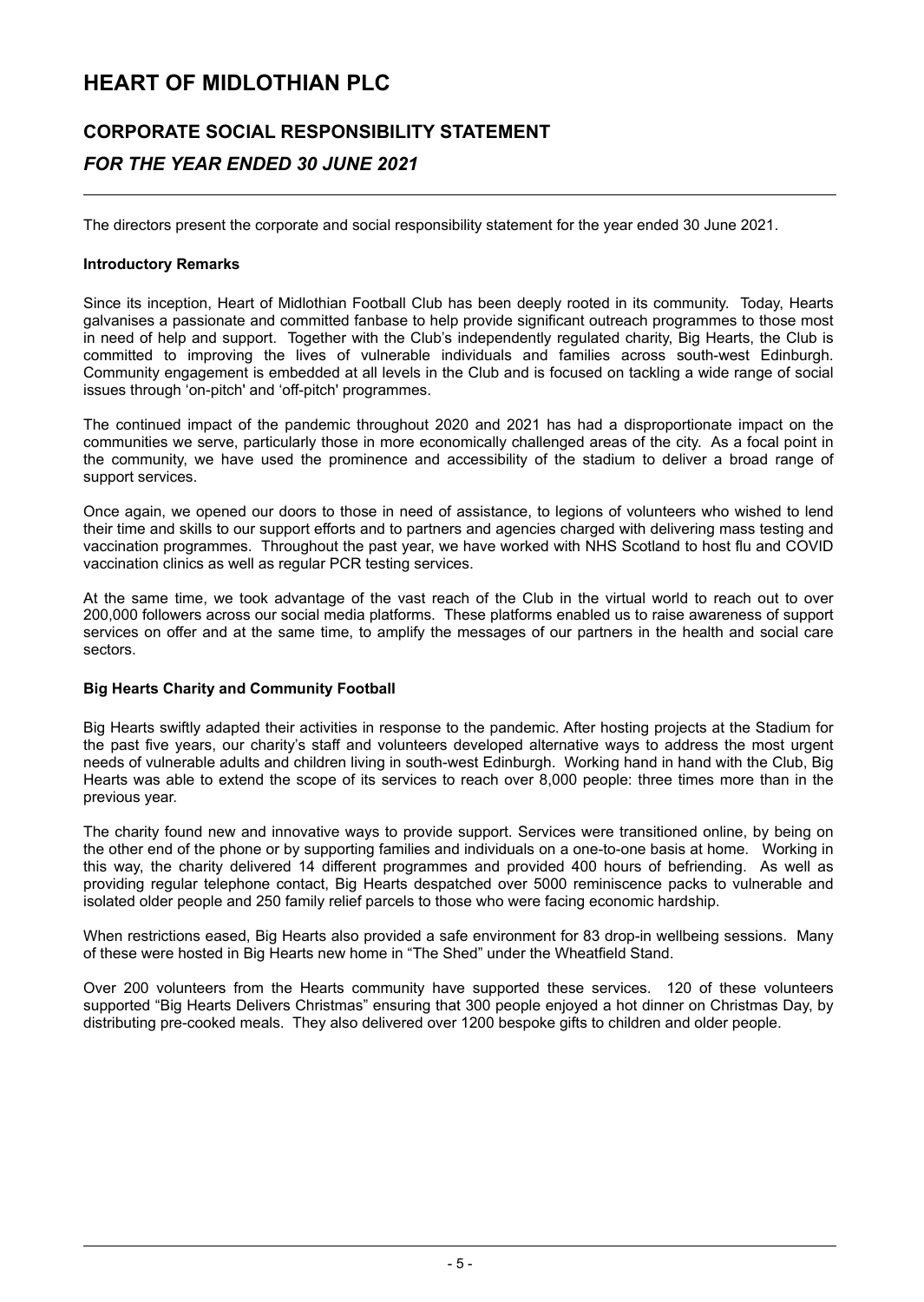# HEART OF MIDLOTHIAN PLC

## CORPORATE SOCIAL RESPONSIBILITY STATEMENT

### *FOR THE YEAR ENDED 30 JUNE 2021*

The directors present the corporate and social responsibility statement for the year ended 30 June 2021.

**Introductory Remarks**

Since its inception, Heart of Midlothian Football Club has been deeply rooted in its community. Today, Hearts galvanises a passionate and committed fanbase to help provide significant outreach programmes to those most in need of help and support. Together with the Club's independently regulated charity, Big Hearts, the Club is committed to improving the lives of vulnerable individuals and families across south-west Edinburgh. Community engagement is embedded at all levels in the Club and is focused on tackling a wide range of social issues through 'on-pitch' and 'off-pitch' programmes.

The continued impact of the pandemic throughout 2020 and 2021 has had a disproportionate impact on the communities we serve, particularly those in more economically challenged areas of the city. As a focal point in the community, we have used the prominence and accessibility of the stadium to deliver a broad range of support services.

Once again, we opened our doors to those in need of assistance, to legions of volunteers who wished to lend their time and skills to our support efforts and to partners and agencies charged with delivering mass testing and vaccination programmes. Throughout the past year, we have worked with NHS Scotland to host flu and COVID vaccination clinics as well as regular PCR testing services.

At the same time, we took advantage of the vast reach of the Club in the virtual world to reach out to over 200,000 followers across our social media platforms. These platforms enabled us to raise awareness of support services on offer and at the same time, to amplify the messages of our partners in the health and social care sectors.

**Big Hearts Charity and Community Football**

Big Hearts swiftly adapted their activities in response to the pandemic. After hosting projects at the Stadium for the past five years, our charity's staff and volunteers developed alternative ways to address the most urgent needs of vulnerable adults and children living in south-west Edinburgh. Working hand in hand with the Club, Big Hearts was able to extend the scope of its services to reach over 8,000 people: three times more than in the previous year.

The charity found new and innovative ways to provide support. Services were transitioned online, by being on the other end of the phone or by supporting families and individuals on a one-to-one basis at home. Working in this way, the charity delivered 14 different programmes and provided 400 hours of befriending. As well as providing regular telephone contact, Big Hearts despatched over 5000 reminiscence packs to vulnerable and isolated older people and 250 family relief parcels to those who were facing economic hardship.

When restrictions eased, Big Hearts also provided a safe environment for 83 drop-in wellbeing sessions. Many of these were hosted in Big Hearts new home in "The Shed" under the Wheatfield Stand.

Over 200 volunteers from the Hearts community have supported these services. 120 of these volunteers supported "Big Hearts Delivers Christmas" ensuring that 300 people enjoyed a hot dinner on Christmas Day, by distributing pre-cooked meals. They also delivered over 1200 bespoke gifts to children and older people.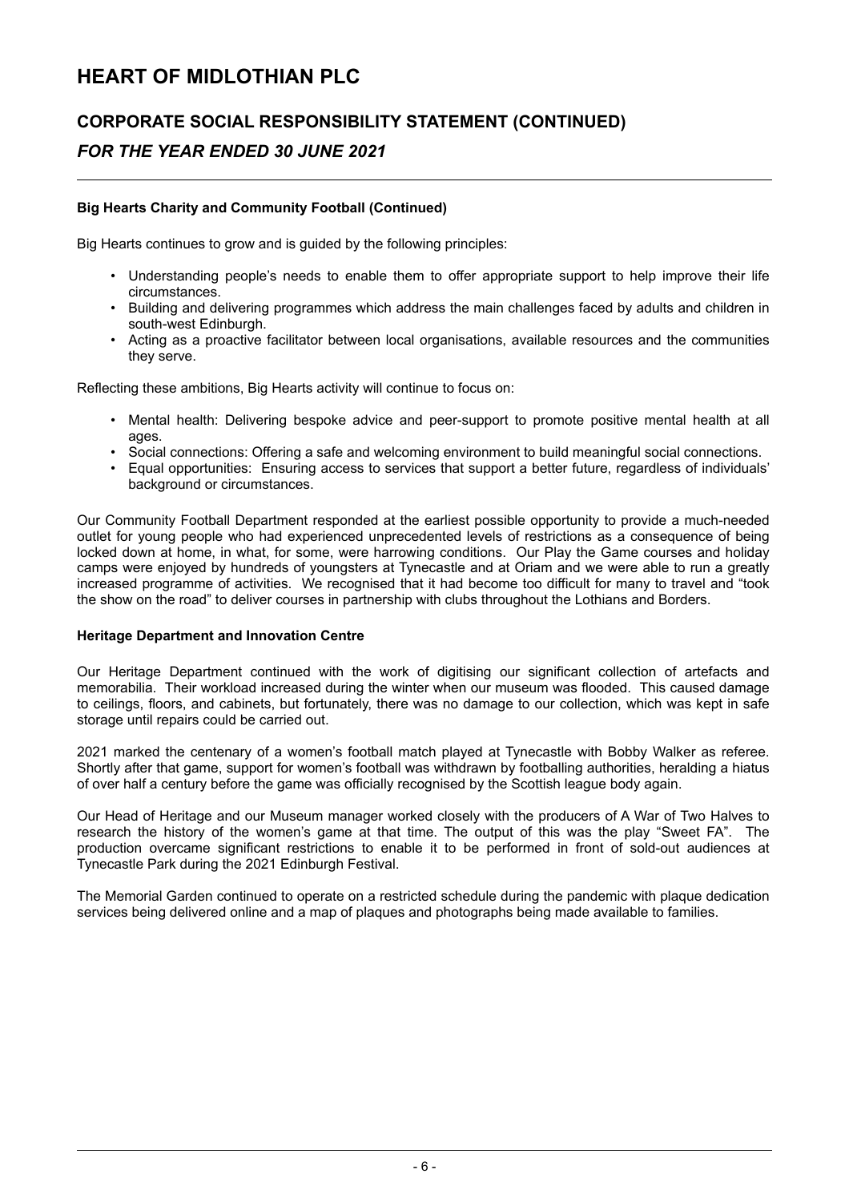# HEART OF MIDLOTHIAN PLC

## CORPORATE SOCIAL RESPONSIBILITY STATEMENT (CONTINUED)

### *FOR THE YEAR ENDED 30 JUNE 2021*

**Big Hearts Charity and Community Football (Continued)**

Big Hearts continues to grow and is guided by the following principles:

- Understanding people's needs to enable them to offer appropriate support to help improve their life circumstances.
- Building and delivering programmes which address the main challenges faced by adults and children in south-west Edinburgh.
- Acting as a proactive facilitator between local organisations, available resources and the communities they serve.

Reflecting these ambitions, Big Hearts activity will continue to focus on:

- Mental health: Delivering bespoke advice and peer-support to promote positive mental health at all ages.
- Social connections: Offering a safe and welcoming environment to build meaningful social connections.
- Equal opportunities: Ensuring access to services that support a better future, regardless of individuals' background or circumstances.

Our Community Football Department responded at the earliest possible opportunity to provide a much-needed outlet for young people who had experienced unprecedented levels of restrictions as a consequence of being locked down at home, in what, for some, were harrowing conditions. Our Play the Game courses and holiday camps were enjoyed by hundreds of youngsters at Tynecastle and at Oriam and we were able to run a greatly increased programme of activities. We recognised that it had become too difficult for many to travel and "took the show on the road" to deliver courses in partnership with clubs throughout the Lothians and Borders.

**Heritage Department and Innovation Centre**

Our Heritage Department continued with the work of digitising our significant collection of artefacts and memorabilia. Their workload increased during the winter when our museum was flooded. This caused damage to ceilings, floors, and cabinets, but fortunately, there was no damage to our collection, which was kept in safe storage until repairs could be carried out.

2021 marked the centenary of a women's football match played at Tynecastle with Bobby Walker as referee. Shortly after that game, support for women's football was withdrawn by footballing authorities, heralding a hiatus of over half a century before the game was officially recognised by the Scottish league body again.

Our Head of Heritage and our Museum manager worked closely with the producers of A War of Two Halves to research the history of the women's game at that time. The output of this was the play "Sweet FA". The production overcame significant restrictions to enable it to be performed in front of sold-out audiences at Tynecastle Park during the 2021 Edinburgh Festival.

The Memorial Garden continued to operate on a restricted schedule during the pandemic with plaque dedication services being delivered online and a map of plaques and photographs being made available to families.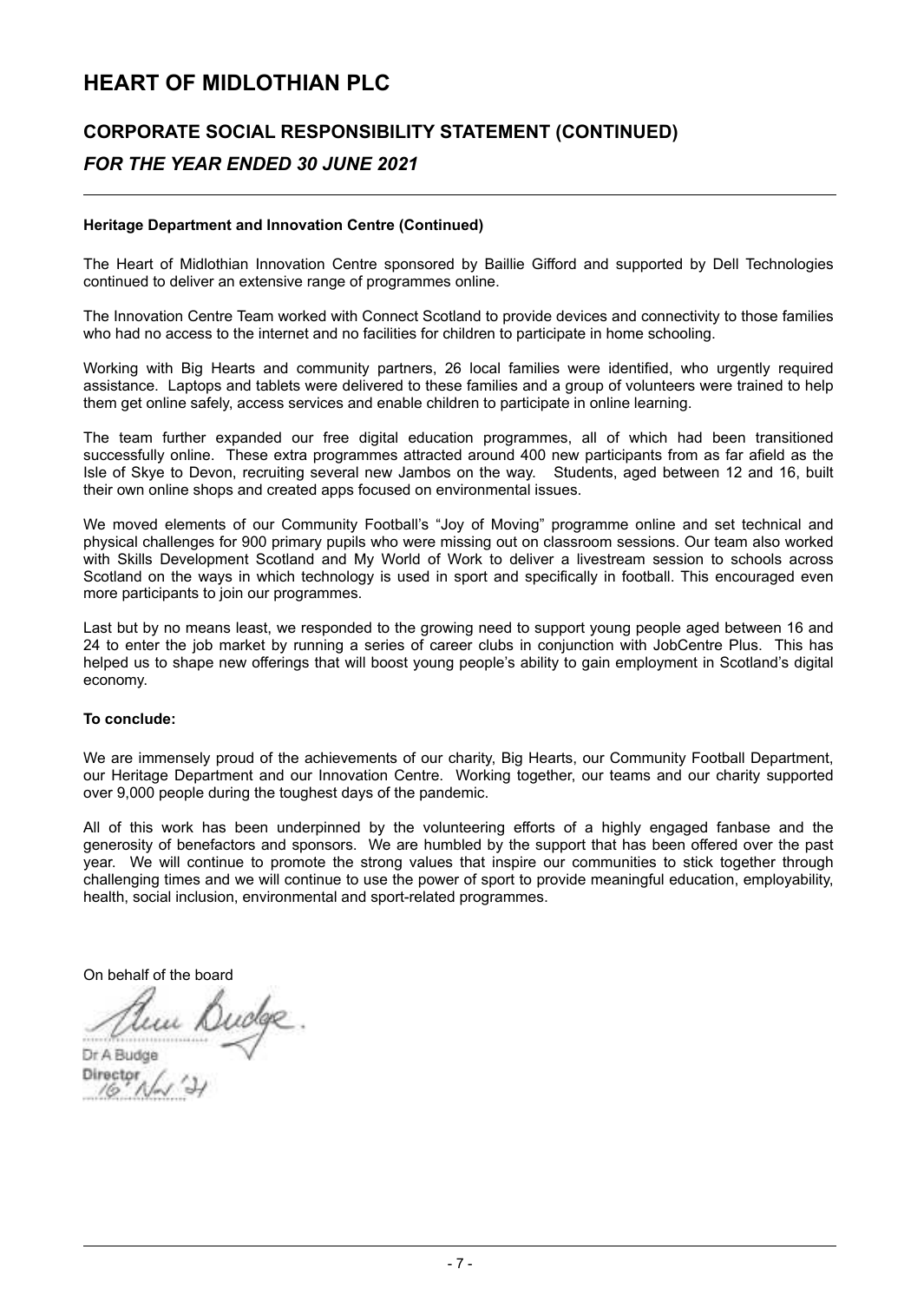# HEART OF MIDLOTHIAN PLC

## CORPORATE SOCIAL RESPONSIBILITY STATEMENT (CONTINUED)

### *FOR THE YEAR ENDED 30 JUNE 2021*

**Heritage Department and Innovation Centre (Continued)**

The Heart of Midlothian Innovation Centre sponsored by Baillie Gifford and supported by Dell Technologies continued to deliver an extensive range of programmes online.

The Innovation Centre Team worked with Connect Scotland to provide devices and connectivity to those families who had no access to the internet and no facilities for children to participate in home schooling.

Working with Big Hearts and community partners, 26 local families were identified, who urgently required assistance. Laptops and tablets were delivered to these families and a group of volunteers were trained to help them get online safely, access services and enable children to participate in online learning.

The team further expanded our free digital education programmes, all of which had been transitioned successfully online. These extra programmes attracted around 400 new participants from as far afield as the Isle of Skye to Devon, recruiting several new Jambos on the way. Students, aged between 12 and 16, built their own online shops and created apps focused on environmental issues.

We moved elements of our Community Football's "Joy of Moving" programme online and set technical and physical challenges for 900 primary pupils who were missing out on classroom sessions. Our team also worked with Skills Development Scotland and My World of Work to deliver a livestream session to schools across Scotland on the ways in which technology is used in sport and specifically in football. This encouraged even more participants to join our programmes.

Last but by no means least, we responded to the growing need to support young people aged between 16 and 24 to enter the job market by running a series of career clubs in conjunction with JobCentre Plus. This has helped us to shape new offerings that will boost young people's ability to gain employment in Scotland's digital economy.

**To conclude:**

We are immensely proud of the achievements of our charity, Big Hearts, our Community Football Department, our Heritage Department and our Innovation Centre. Working together, our teams and our charity supported over 9,000 people during the toughest days of the pandemic.

All of this work has been underpinned by the volunteering efforts of a highly engaged fanbase and the generosity of benefactors and sponsors. We are humbled by the support that has been offered over the past year. We will continue to promote the strong values that inspire our communities to stick together through challenging times and we will continue to use the power of sport to provide meaningful education, employability, health, social inclusion, environmental and sport-related programmes.

On behalf of the board

Dr A Budge
Director
16 Nov '21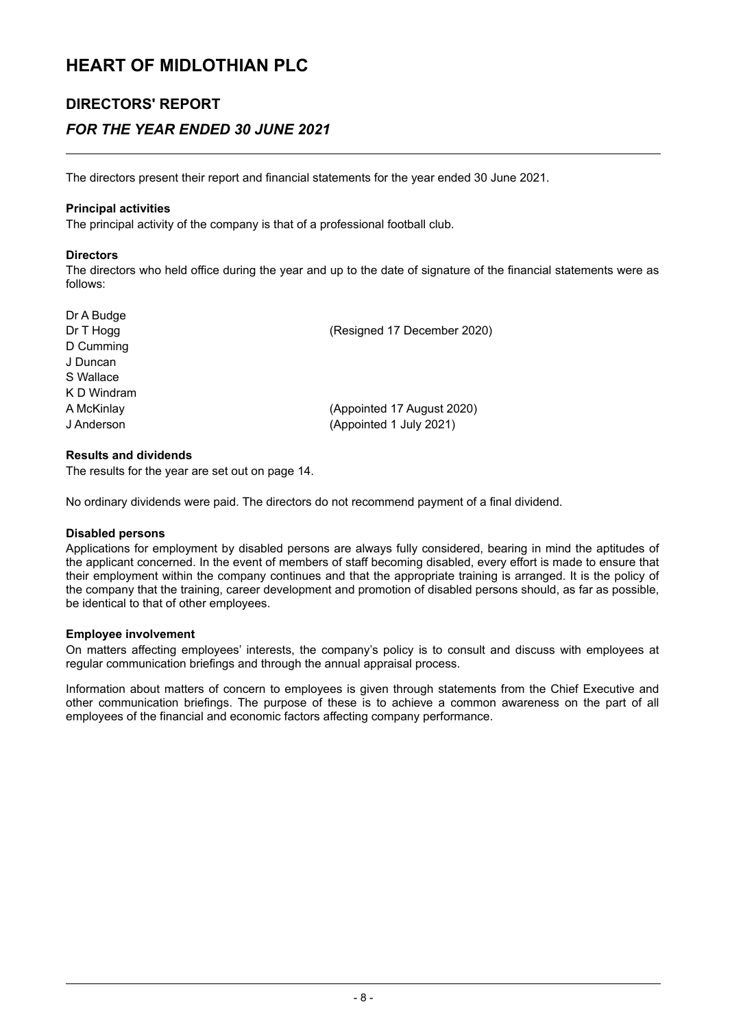# HEART OF MIDLOTHIAN PLC

## DIRECTORS' REPORT

## *FOR THE YEAR ENDED 30 JUNE 2021*

The directors present their report and financial statements for the year ended 30 June 2021.

**Principal activities**

The principal activity of the company is that of a professional football club.

**Directors**

The directors who held office during the year and up to the date of signature of the financial statements were as follows:

| | |
|---|---|
| Dr A Budge | |
| Dr T Hogg | (Resigned 17 December 2020) |
| D Cumming | |
| J Duncan | |
| S Wallace | |
| K D Windram | |
| A McKinlay | (Appointed 17 August 2020) |
| J Anderson | (Appointed 1 July 2021) |

**Results and dividends**

The results for the year are set out on page 14.

No ordinary dividends were paid. The directors do not recommend payment of a final dividend.

**Disabled persons**

Applications for employment by disabled persons are always fully considered, bearing in mind the aptitudes of the applicant concerned. In the event of members of staff becoming disabled, every effort is made to ensure that their employment within the company continues and that the appropriate training is arranged. It is the policy of the company that the training, career development and promotion of disabled persons should, as far as possible, be identical to that of other employees.

**Employee involvement**

On matters affecting employees' interests, the company's policy is to consult and discuss with employees at regular communication briefings and through the annual appraisal process.

Information about matters of concern to employees is given through statements from the Chief Executive and other communication briefings. The purpose of these is to achieve a common awareness on the part of all employees of the financial and economic factors affecting company performance.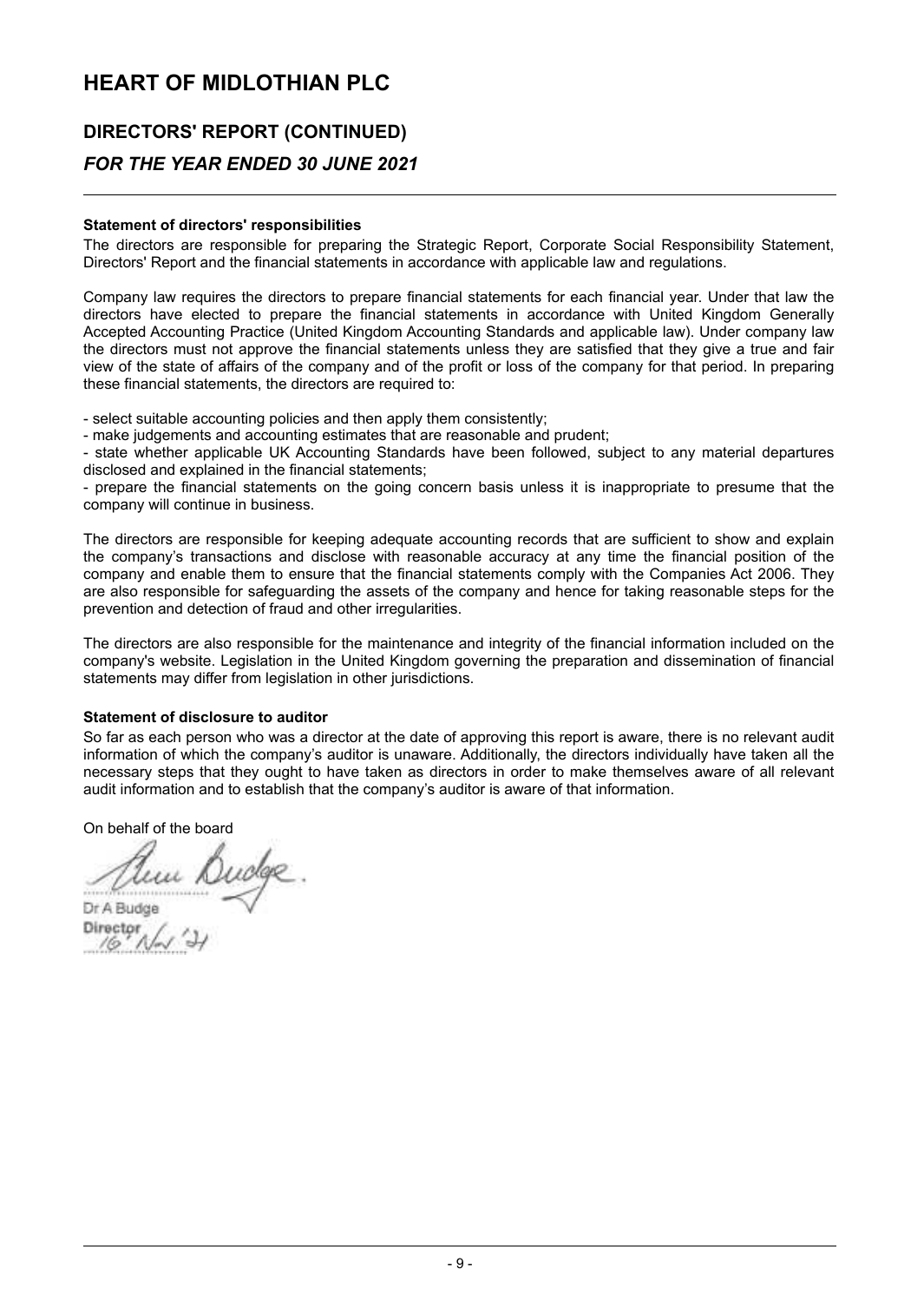# HEART OF MIDLOTHIAN PLC

## DIRECTORS' REPORT (CONTINUED)

## *FOR THE YEAR ENDED 30 JUNE 2021*

**Statement of directors' responsibilities**

The directors are responsible for preparing the Strategic Report, Corporate Social Responsibility Statement, Directors' Report and the financial statements in accordance with applicable law and regulations.

Company law requires the directors to prepare financial statements for each financial year. Under that law the directors have elected to prepare the financial statements in accordance with United Kingdom Generally Accepted Accounting Practice (United Kingdom Accounting Standards and applicable law). Under company law the directors must not approve the financial statements unless they are satisfied that they give a true and fair view of the state of affairs of the company and of the profit or loss of the company for that period. In preparing these financial statements, the directors are required to:

- select suitable accounting policies and then apply them consistently;
- make judgements and accounting estimates that are reasonable and prudent;
- state whether applicable UK Accounting Standards have been followed, subject to any material departures disclosed and explained in the financial statements;
- prepare the financial statements on the going concern basis unless it is inappropriate to presume that the company will continue in business.

The directors are responsible for keeping adequate accounting records that are sufficient to show and explain the company's transactions and disclose with reasonable accuracy at any time the financial position of the company and enable them to ensure that the financial statements comply with the Companies Act 2006. They are also responsible for safeguarding the assets of the company and hence for taking reasonable steps for the prevention and detection of fraud and other irregularities.

The directors are also responsible for the maintenance and integrity of the financial information included on the company's website. Legislation in the United Kingdom governing the preparation and dissemination of financial statements may differ from legislation in other jurisdictions.

**Statement of disclosure to auditor**

So far as each person who was a director at the date of approving this report is aware, there is no relevant audit information of which the company's auditor is unaware. Additionally, the directors individually have taken all the necessary steps that they ought to have taken as directors in order to make themselves aware of all relevant audit information and to establish that the company's auditor is aware of that information.

On behalf of the board

Ann Budge.

Dr A Budge
Director
16 Nov '21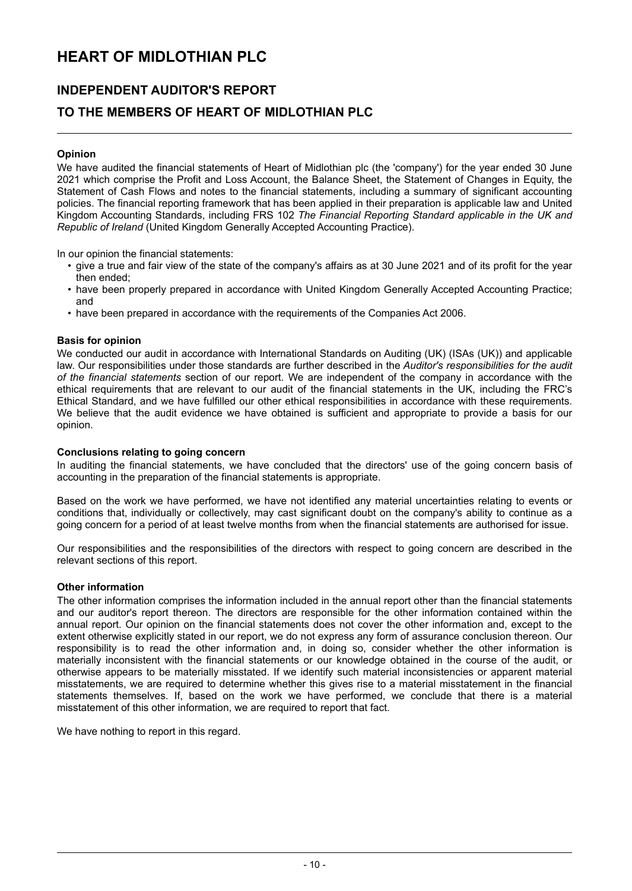# HEART OF MIDLOTHIAN PLC

## INDEPENDENT AUDITOR'S REPORT

## TO THE MEMBERS OF HEART OF MIDLOTHIAN PLC

**Opinion**

We have audited the financial statements of Heart of Midlothian plc (the 'company') for the year ended 30 June 2021 which comprise the Profit and Loss Account, the Balance Sheet, the Statement of Changes in Equity, the Statement of Cash Flows and notes to the financial statements, including a summary of significant accounting policies. The financial reporting framework that has been applied in their preparation is applicable law and United Kingdom Accounting Standards, including FRS 102 *The Financial Reporting Standard applicable in the UK and Republic of Ireland* (United Kingdom Generally Accepted Accounting Practice).

In our opinion the financial statements:

- give a true and fair view of the state of the company's affairs as at 30 June 2021 and of its profit for the year then ended;
- have been properly prepared in accordance with United Kingdom Generally Accepted Accounting Practice; and
- have been prepared in accordance with the requirements of the Companies Act 2006.

**Basis for opinion**

We conducted our audit in accordance with International Standards on Auditing (UK) (ISAs (UK)) and applicable law. Our responsibilities under those standards are further described in the *Auditor's responsibilities for the audit of the financial statements* section of our report. We are independent of the company in accordance with the ethical requirements that are relevant to our audit of the financial statements in the UK, including the FRC's Ethical Standard, and we have fulfilled our other ethical responsibilities in accordance with these requirements. We believe that the audit evidence we have obtained is sufficient and appropriate to provide a basis for our opinion.

**Conclusions relating to going concern**

In auditing the financial statements, we have concluded that the directors' use of the going concern basis of accounting in the preparation of the financial statements is appropriate.

Based on the work we have performed, we have not identified any material uncertainties relating to events or conditions that, individually or collectively, may cast significant doubt on the company's ability to continue as a going concern for a period of at least twelve months from when the financial statements are authorised for issue.

Our responsibilities and the responsibilities of the directors with respect to going concern are described in the relevant sections of this report.

**Other information**

The other information comprises the information included in the annual report other than the financial statements and our auditor's report thereon. The directors are responsible for the other information contained within the annual report. Our opinion on the financial statements does not cover the other information and, except to the extent otherwise explicitly stated in our report, we do not express any form of assurance conclusion thereon. Our responsibility is to read the other information and, in doing so, consider whether the other information is materially inconsistent with the financial statements or our knowledge obtained in the course of the audit, or otherwise appears to be materially misstated. If we identify such material inconsistencies or apparent material misstatements, we are required to determine whether this gives rise to a material misstatement in the financial statements themselves. If, based on the work we have performed, we conclude that there is a material misstatement of this other information, we are required to report that fact.

We have nothing to report in this regard.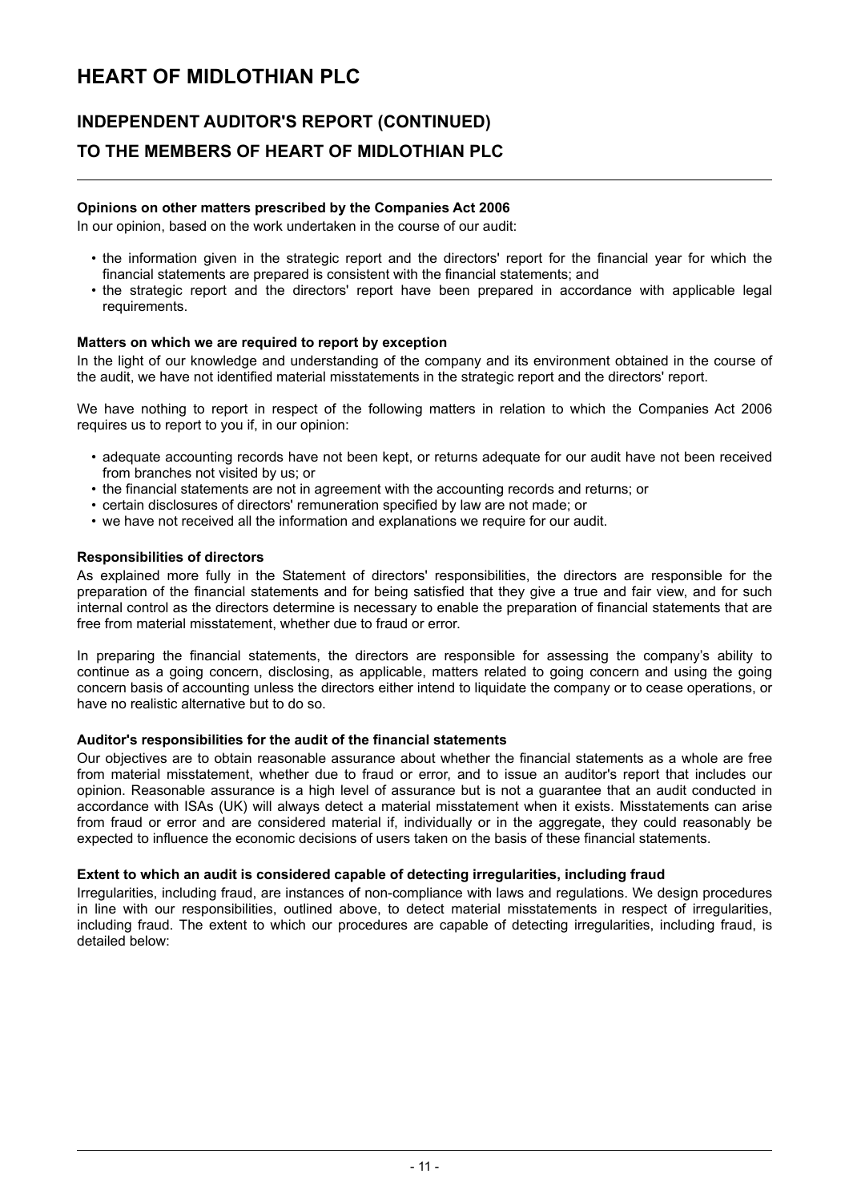# HEART OF MIDLOTHIAN PLC

## INDEPENDENT AUDITOR'S REPORT (CONTINUED)

## TO THE MEMBERS OF HEART OF MIDLOTHIAN PLC

**Opinions on other matters prescribed by the Companies Act 2006**

In our opinion, based on the work undertaken in the course of our audit:

- the information given in the strategic report and the directors' report for the financial year for which the financial statements are prepared is consistent with the financial statements; and
- the strategic report and the directors' report have been prepared in accordance with applicable legal requirements.

**Matters on which we are required to report by exception**

In the light of our knowledge and understanding of the company and its environment obtained in the course of the audit, we have not identified material misstatements in the strategic report and the directors' report.

We have nothing to report in respect of the following matters in relation to which the Companies Act 2006 requires us to report to you if, in our opinion:

- adequate accounting records have not been kept, or returns adequate for our audit have not been received from branches not visited by us; or
- the financial statements are not in agreement with the accounting records and returns; or
- certain disclosures of directors' remuneration specified by law are not made; or
- we have not received all the information and explanations we require for our audit.

**Responsibilities of directors**

As explained more fully in the Statement of directors' responsibilities, the directors are responsible for the preparation of the financial statements and for being satisfied that they give a true and fair view, and for such internal control as the directors determine is necessary to enable the preparation of financial statements that are free from material misstatement, whether due to fraud or error.

In preparing the financial statements, the directors are responsible for assessing the company's ability to continue as a going concern, disclosing, as applicable, matters related to going concern and using the going concern basis of accounting unless the directors either intend to liquidate the company or to cease operations, or have no realistic alternative but to do so.

**Auditor's responsibilities for the audit of the financial statements**

Our objectives are to obtain reasonable assurance about whether the financial statements as a whole are free from material misstatement, whether due to fraud or error, and to issue an auditor's report that includes our opinion. Reasonable assurance is a high level of assurance but is not a guarantee that an audit conducted in accordance with ISAs (UK) will always detect a material misstatement when it exists. Misstatements can arise from fraud or error and are considered material if, individually or in the aggregate, they could reasonably be expected to influence the economic decisions of users taken on the basis of these financial statements.

**Extent to which an audit is considered capable of detecting irregularities, including fraud**

Irregularities, including fraud, are instances of non-compliance with laws and regulations. We design procedures in line with our responsibilities, outlined above, to detect material misstatements in respect of irregularities, including fraud. The extent to which our procedures are capable of detecting irregularities, including fraud, is detailed below: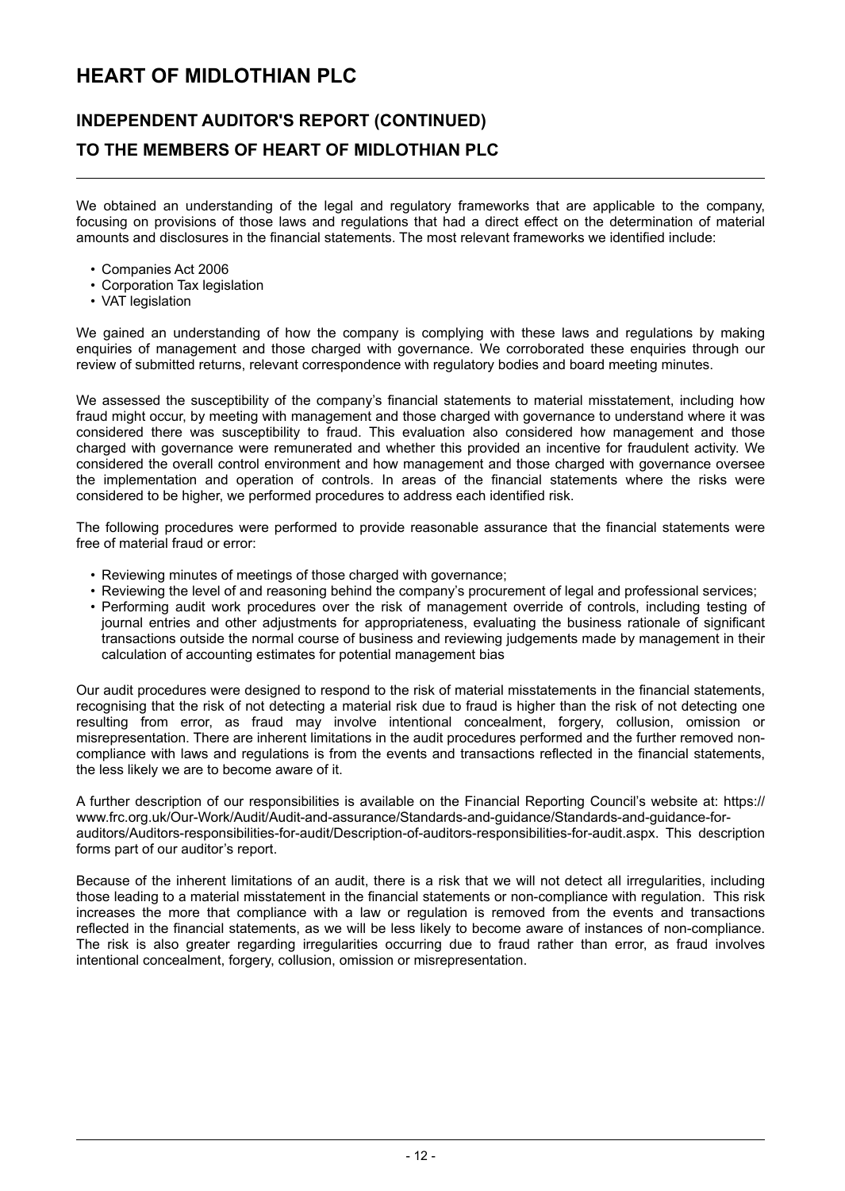# HEART OF MIDLOTHIAN PLC

## INDEPENDENT AUDITOR'S REPORT (CONTINUED)

## TO THE MEMBERS OF HEART OF MIDLOTHIAN PLC

We obtained an understanding of the legal and regulatory frameworks that are applicable to the company, focusing on provisions of those laws and regulations that had a direct effect on the determination of material amounts and disclosures in the financial statements. The most relevant frameworks we identified include:

- Companies Act 2006
- Corporation Tax legislation
- VAT legislation

We gained an understanding of how the company is complying with these laws and regulations by making enquiries of management and those charged with governance. We corroborated these enquiries through our review of submitted returns, relevant correspondence with regulatory bodies and board meeting minutes.

We assessed the susceptibility of the company's financial statements to material misstatement, including how fraud might occur, by meeting with management and those charged with governance to understand where it was considered there was susceptibility to fraud. This evaluation also considered how management and those charged with governance were remunerated and whether this provided an incentive for fraudulent activity. We considered the overall control environment and how management and those charged with governance oversee the implementation and operation of controls. In areas of the financial statements where the risks were considered to be higher, we performed procedures to address each identified risk.

The following procedures were performed to provide reasonable assurance that the financial statements were free of material fraud or error:

- Reviewing minutes of meetings of those charged with governance;
- Reviewing the level of and reasoning behind the company's procurement of legal and professional services;
- Performing audit work procedures over the risk of management override of controls, including testing of journal entries and other adjustments for appropriateness, evaluating the business rationale of significant transactions outside the normal course of business and reviewing judgements made by management in their calculation of accounting estimates for potential management bias

Our audit procedures were designed to respond to the risk of material misstatements in the financial statements, recognising that the risk of not detecting a material risk due to fraud is higher than the risk of not detecting one resulting from error, as fraud may involve intentional concealment, forgery, collusion, omission or misrepresentation. There are inherent limitations in the audit procedures performed and the further removed non-compliance with laws and regulations is from the events and transactions reflected in the financial statements, the less likely we are to become aware of it.

A further description of our responsibilities is available on the Financial Reporting Council's website at: https://www.frc.org.uk/Our-Work/Audit/Audit-and-assurance/Standards-and-guidance/Standards-and-guidance-for-auditors/Auditors-responsibilities-for-audit/Description-of-auditors-responsibilities-for-audit.aspx. This description forms part of our auditor's report.

Because of the inherent limitations of an audit, there is a risk that we will not detect all irregularities, including those leading to a material misstatement in the financial statements or non-compliance with regulation. This risk increases the more that compliance with a law or regulation is removed from the events and transactions reflected in the financial statements, as we will be less likely to become aware of instances of non-compliance. The risk is also greater regarding irregularities occurring due to fraud rather than error, as fraud involves intentional concealment, forgery, collusion, omission or misrepresentation.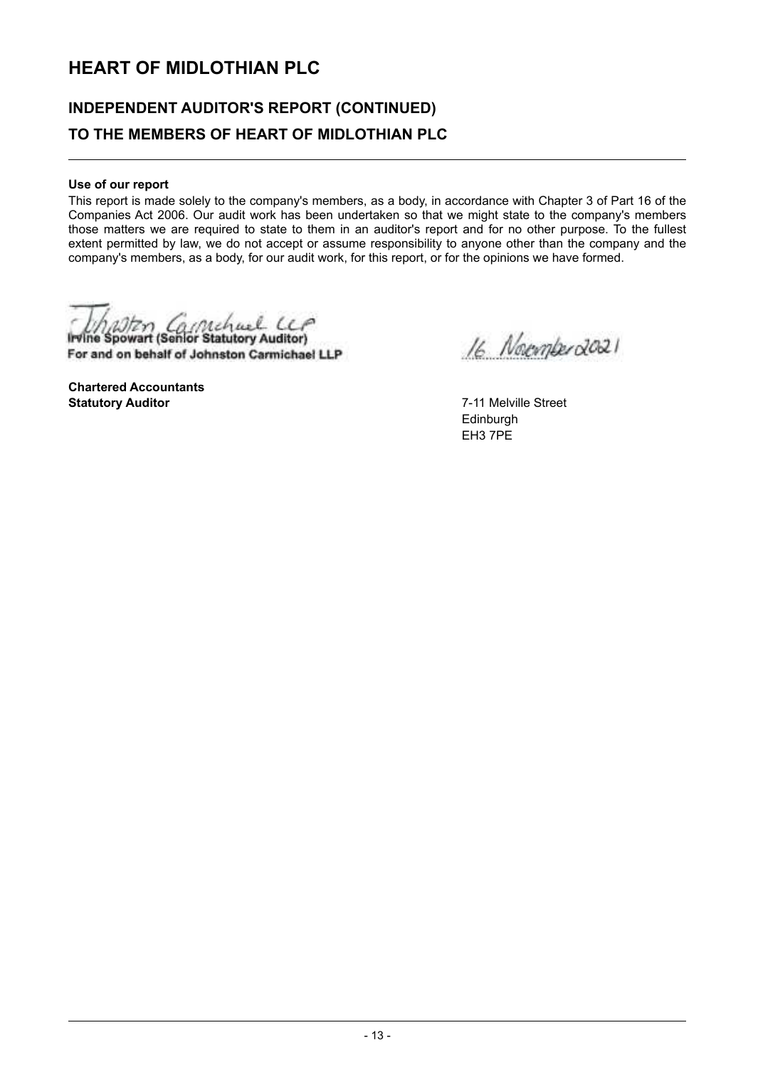# HEART OF MIDLOTHIAN PLC

## INDEPENDENT AUDITOR'S REPORT (CONTINUED)

## TO THE MEMBERS OF HEART OF MIDLOTHIAN PLC

**Use of our report**

This report is made solely to the company's members, as a body, in accordance with Chapter 3 of Part 16 of the Companies Act 2006. Our audit work has been undertaken so that we might state to the company's members those matters we are required to state to them in an auditor's report and for no other purpose. To the fullest extent permitted by law, we do not accept or assume responsibility to anyone other than the company and the company's members, as a body, for our audit work, for this report, or for the opinions we have formed.

Johnston Carmichael LLP

**Irvine Spowart (Senior Statutory Auditor)**
**For and on behalf of Johnston Carmichael LLP**

16 November 2021

**Chartered Accountants**
**Statutory Auditor**

7-11 Melville Street
Edinburgh
EH3 7PE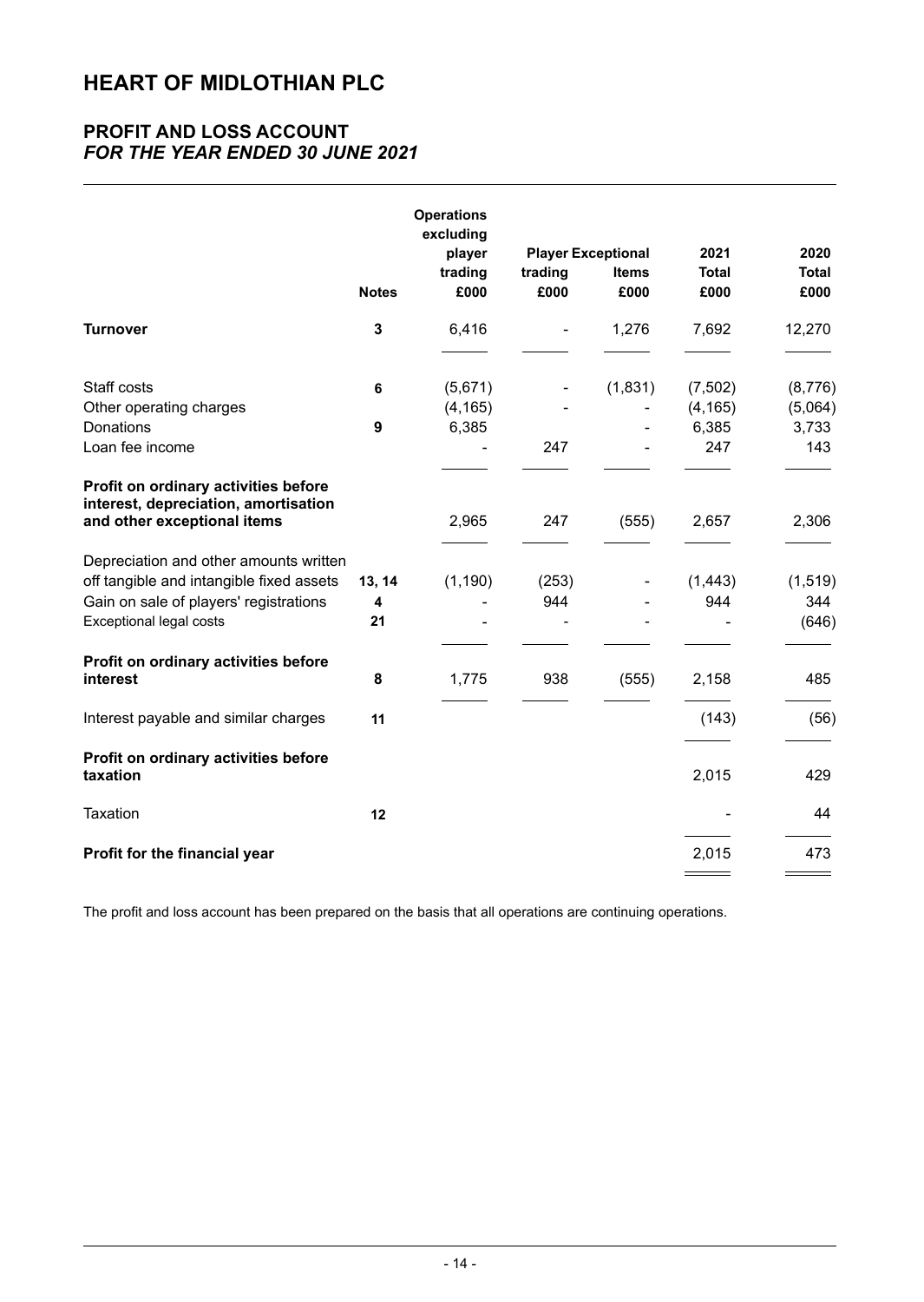# HEART OF MIDLOTHIAN PLC

## PROFIT AND LOSS ACCOUNT
### *FOR THE YEAR ENDED 30 JUNE 2021*

| | Notes | Operations excluding player trading £000 | Player trading £000 | Exceptional Items £000 | 2021 Total £000 | 2020 Total £000 |
|---|---|---|---|---|---|---|
| **Turnover** | **3** | 6,416 | - | 1,276 | 7,692 | 12,270 |
| Staff costs | **6** | (5,671) | - | (1,831) | (7,502) | (8,776) |
| Other operating charges | | (4,165) | - | - | (4,165) | (5,064) |
| Donations | **9** | 6,385 | | - | 6,385 | 3,733 |
| Loan fee income | | - | 247 | - | 247 | 143 |
| **Profit on ordinary activities before interest, depreciation, amortisation and other exceptional items** | | 2,965 | 247 | (555) | 2,657 | 2,306 |
| Depreciation and other amounts written off tangible and intangible fixed assets | **13, 14** | (1,190) | (253) | - | (1,443) | (1,519) |
| Gain on sale of players' registrations | **4** | - | 944 | - | 944 | 344 |
| Exceptional legal costs | **21** | - | - | - | - | (646) |
| **Profit on ordinary activities before interest** | **8** | 1,775 | 938 | (555) | 2,158 | 485 |
| Interest payable and similar charges | **11** | | | | (143) | (56) |
| **Profit on ordinary activities before taxation** | | | | | 2,015 | 429 |
| Taxation | **12** | | | | - | 44 |
| **Profit for the financial year** | | | | | 2,015 | 473 |

The profit and loss account has been prepared on the basis that all operations are continuing operations.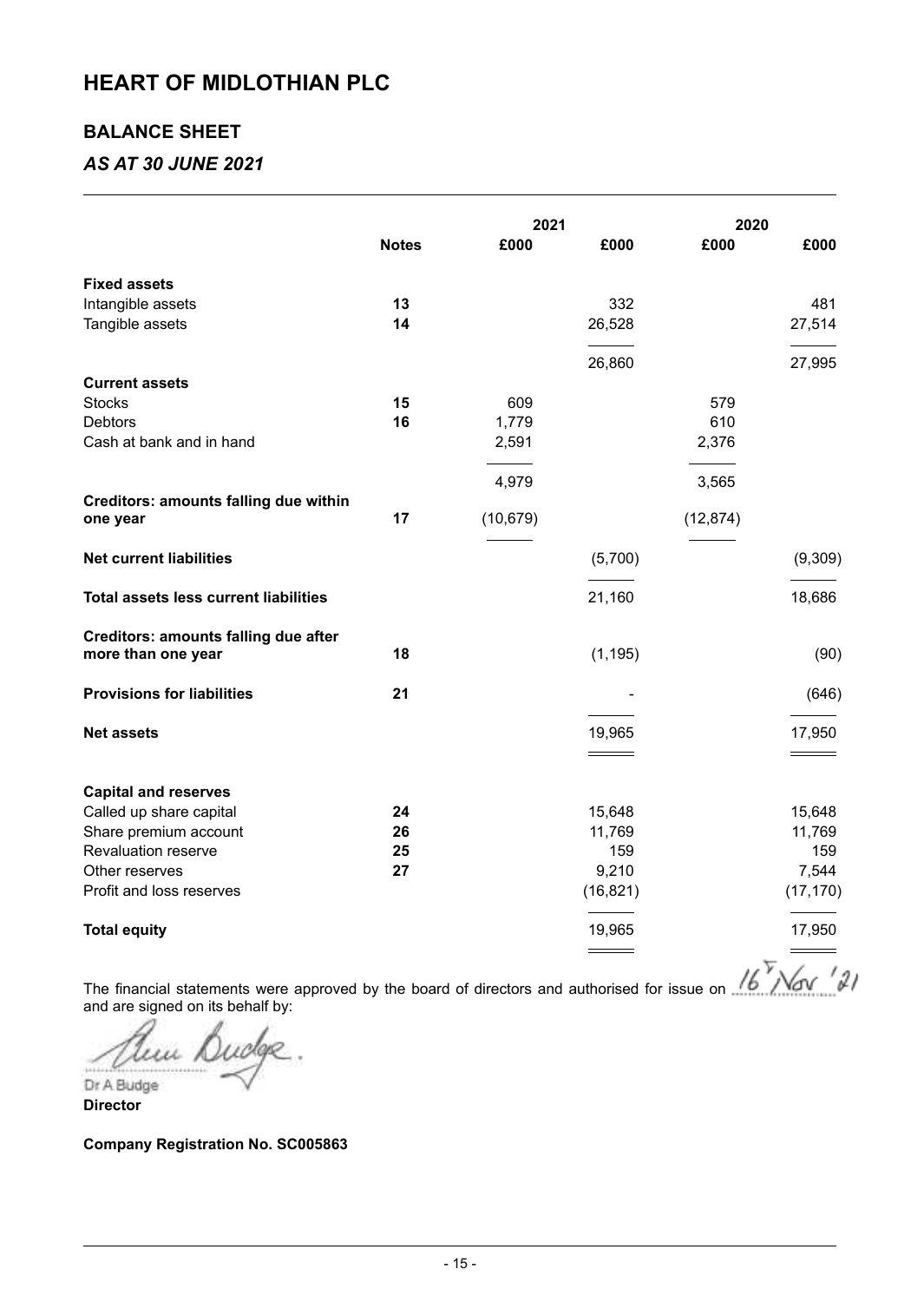# HEART OF MIDLOTHIAN PLC

## BALANCE SHEET

### *AS AT 30 JUNE 2021*

| | | 2021 | | 2020 | |
|---|---|---|---|---|---|
| | **Notes** | **£000** | **£000** | **£000** | **£000** |
| **Fixed assets** | | | | | |
| Intangible assets | **13** | | 332 | | 481 |
| Tangible assets | **14** | | 26,528 | | 27,514 |
| | | | 26,860 | | 27,995 |
| **Current assets** | | | | | |
| Stocks | **15** | 609 | | 579 | |
| Debtors | **16** | 1,779 | | 610 | |
| Cash at bank and in hand | | 2,591 | | 2,376 | |
| | | 4,979 | | 3,565 | |
| **Creditors: amounts falling due within one year** | **17** | (10,679) | | (12,874) | |
| **Net current liabilities** | | | (5,700) | | (9,309) |
| **Total assets less current liabilities** | | | 21,160 | | 18,686 |
| **Creditors: amounts falling due after more than one year** | **18** | | (1,195) | | (90) |
| **Provisions for liabilities** | **21** | | - | | (646) |
| **Net assets** | | | 19,965 | | 17,950 |
| **Capital and reserves** | | | | | |
| Called up share capital | **24** | | 15,648 | | 15,648 |
| Share premium account | **26** | | 11,769 | | 11,769 |
| Revaluation reserve | **25** | | 159 | | 159 |
| Other reserves | **27** | | 9,210 | | 7,544 |
| Profit and loss reserves | | | (16,821) | | (17,170) |
| **Total equity** | | | 19,965 | | 17,950 |

The financial statements were approved by the board of directors and authorised for issue on 16th Nov '21 and are signed on its behalf by:

Dr A Budge
**Director**

**Company Registration No. SC005863**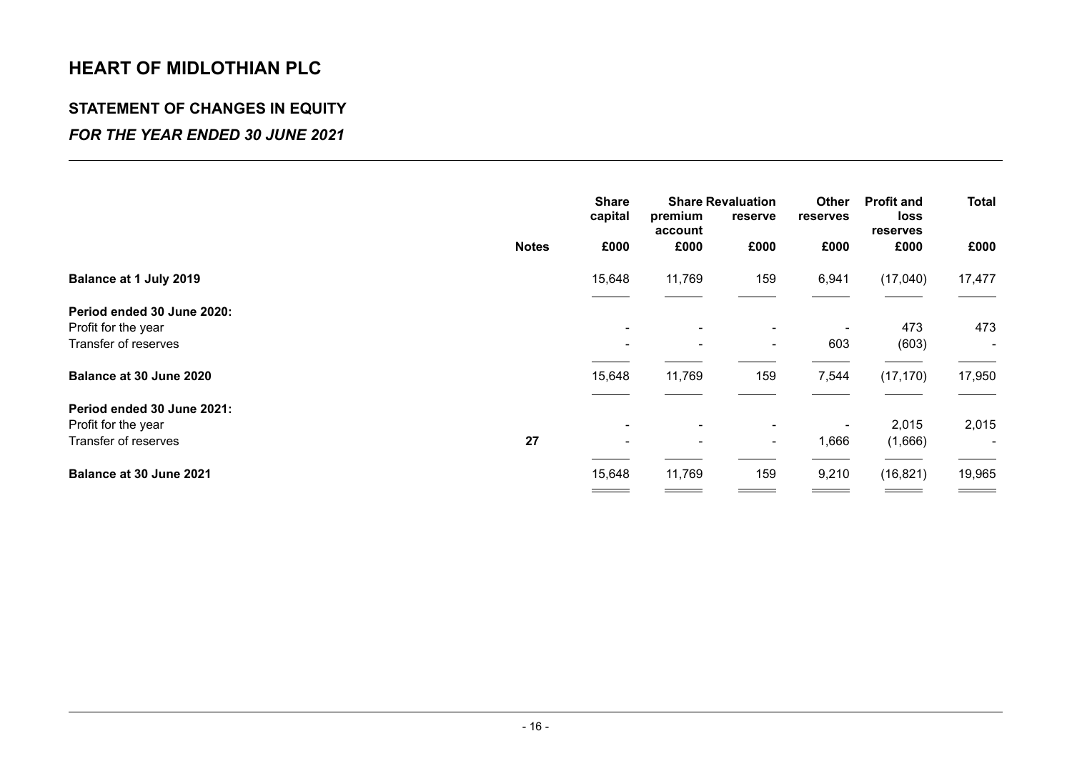# HEART OF MIDLOTHIAN PLC

## STATEMENT OF CHANGES IN EQUITY

### *FOR THE YEAR ENDED 30 JUNE 2021*

| | Notes | Share capital | Share premium account | Revaluation reserve | Other reserves | Profit and loss reserves | Total |
|---|---|---|---|---|---|---|---|
| | | £000 | £000 | £000 | £000 | £000 | £000 |
| **Balance at 1 July 2019** | | 15,648 | 11,769 | 159 | 6,941 | (17,040) | 17,477 |
| **Period ended 30 June 2020:** | | | | | | | |
| Profit for the year | | - | - | - | - | 473 | 473 |
| Transfer of reserves | | - | - | - | 603 | (603) | - |
| **Balance at 30 June 2020** | | 15,648 | 11,769 | 159 | 7,544 | (17,170) | 17,950 |
| **Period ended 30 June 2021:** | | | | | | | |
| Profit for the year | | - | - | - | - | 2,015 | 2,015 |
| Transfer of reserves | **27** | - | - | - | 1,666 | (1,666) | - |
| **Balance at 30 June 2021** | | 15,648 | 11,769 | 159 | 9,210 | (16,821) | 19,965 |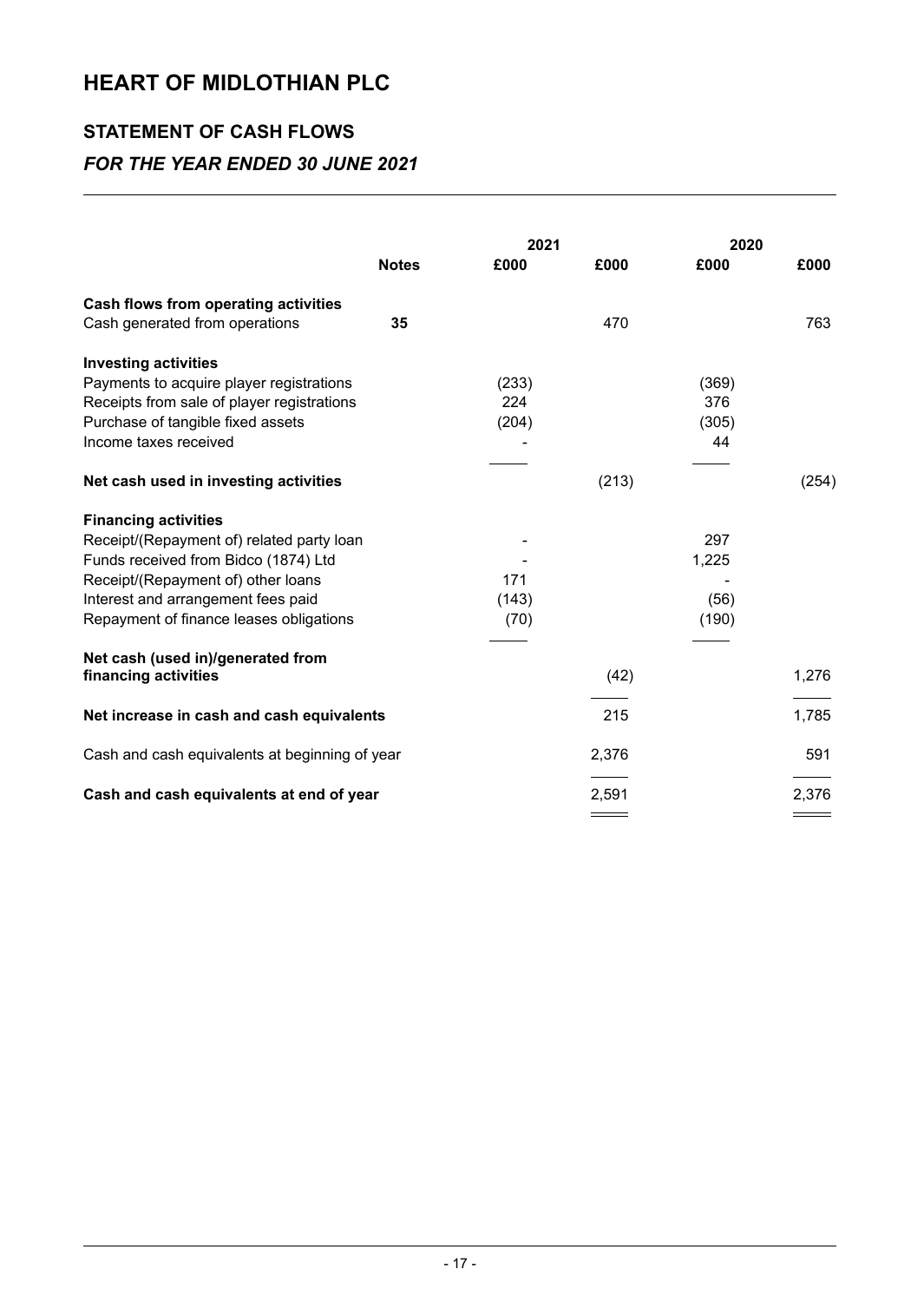# HEART OF MIDLOTHIAN PLC

## STATEMENT OF CASH FLOWS

### *FOR THE YEAR ENDED 30 JUNE 2021*

| | | 2021 | | 2020 | |
|---|---|---|---|---|---|
| | **Notes** | **£000** | **£000** | **£000** | **£000** |
| **Cash flows from operating activities** | | | | | |
| Cash generated from operations | **35** | | 470 | | 763 |
| **Investing activities** | | | | | |
| Payments to acquire player registrations | | (233) | | (369) | |
| Receipts from sale of player registrations | | 224 | | 376 | |
| Purchase of tangible fixed assets | | (204) | | (305) | |
| Income taxes received | | - | | 44 | |
| **Net cash used in investing activities** | | | (213) | | (254) |
| **Financing activities** | | | | | |
| Receipt/(Repayment of) related party loan | | - | | 297 | |
| Funds received from Bidco (1874) Ltd | | - | | 1,225 | |
| Receipt/(Repayment of) other loans | | 171 | | - | |
| Interest and arrangement fees paid | | (143) | | (56) | |
| Repayment of finance leases obligations | | (70) | | (190) | |
| **Net cash (used in)/generated from financing activities** | | | (42) | | 1,276 |
| **Net increase in cash and cash equivalents** | | | 215 | | 1,785 |
| Cash and cash equivalents at beginning of year | | | 2,376 | | 591 |
| **Cash and cash equivalents at end of year** | | | 2,591 | | 2,376 |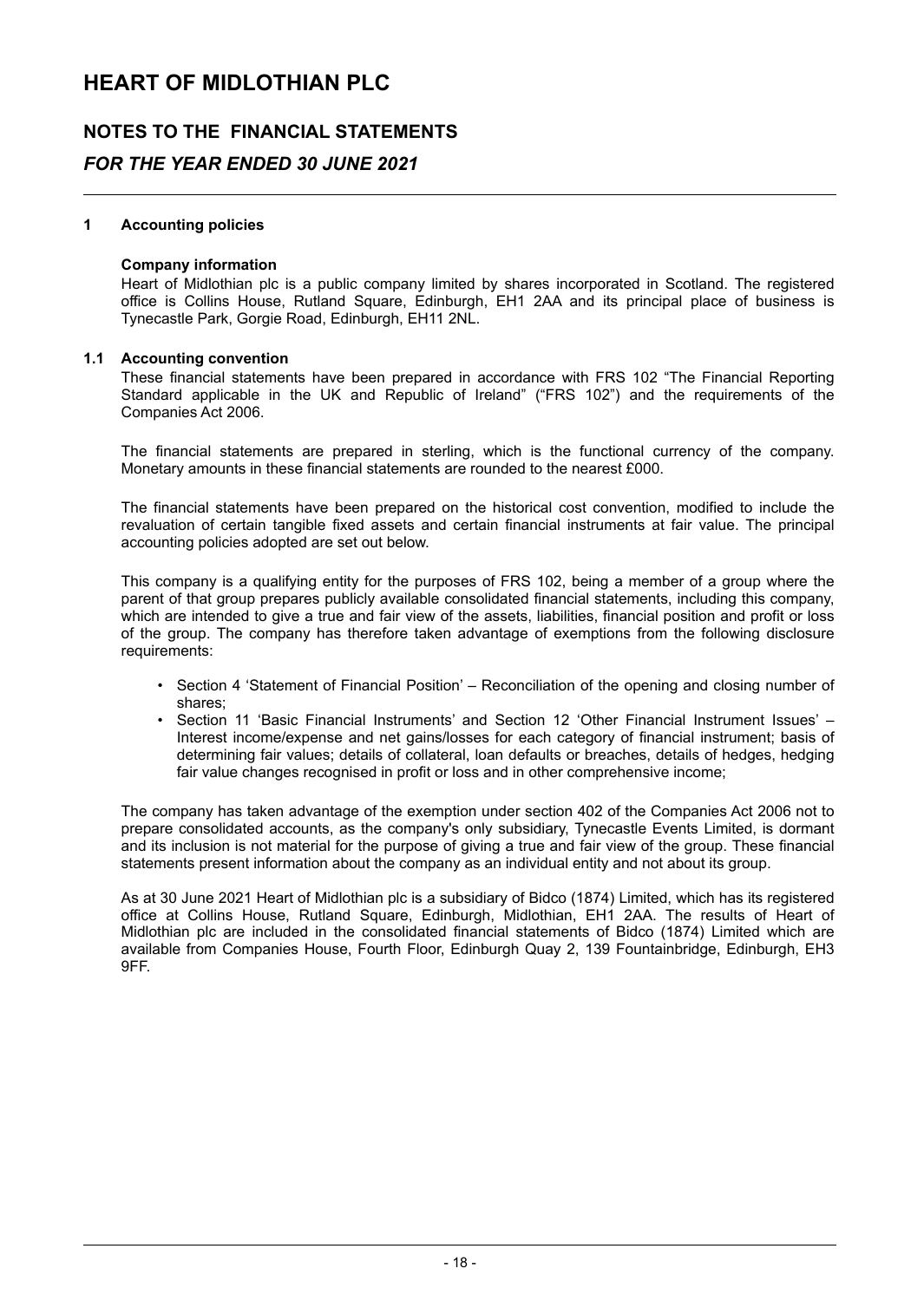# HEART OF MIDLOTHIAN PLC

## NOTES TO THE FINANCIAL STATEMENTS

### *FOR THE YEAR ENDED 30 JUNE 2021*

**1 Accounting policies**

**Company information**

Heart of Midlothian plc is a public company limited by shares incorporated in Scotland. The registered office is Collins House, Rutland Square, Edinburgh, EH1 2AA and its principal place of business is Tynecastle Park, Gorgie Road, Edinburgh, EH11 2NL.

**1.1 Accounting convention**

These financial statements have been prepared in accordance with FRS 102 "The Financial Reporting Standard applicable in the UK and Republic of Ireland" ("FRS 102") and the requirements of the Companies Act 2006.

The financial statements are prepared in sterling, which is the functional currency of the company. Monetary amounts in these financial statements are rounded to the nearest £000.

The financial statements have been prepared on the historical cost convention, modified to include the revaluation of certain tangible fixed assets and certain financial instruments at fair value. The principal accounting policies adopted are set out below.

This company is a qualifying entity for the purposes of FRS 102, being a member of a group where the parent of that group prepares publicly available consolidated financial statements, including this company, which are intended to give a true and fair view of the assets, liabilities, financial position and profit or loss of the group. The company has therefore taken advantage of exemptions from the following disclosure requirements:

- Section 4 'Statement of Financial Position' – Reconciliation of the opening and closing number of shares;
- Section 11 'Basic Financial Instruments' and Section 12 'Other Financial Instrument Issues' – Interest income/expense and net gains/losses for each category of financial instrument; basis of determining fair values; details of collateral, loan defaults or breaches, details of hedges, hedging fair value changes recognised in profit or loss and in other comprehensive income;

The company has taken advantage of the exemption under section 402 of the Companies Act 2006 not to prepare consolidated accounts, as the company's only subsidiary, Tynecastle Events Limited, is dormant and its inclusion is not material for the purpose of giving a true and fair view of the group. These financial statements present information about the company as an individual entity and not about its group.

As at 30 June 2021 Heart of Midlothian plc is a subsidiary of Bidco (1874) Limited, which has its registered office at Collins House, Rutland Square, Edinburgh, Midlothian, EH1 2AA. The results of Heart of Midlothian plc are included in the consolidated financial statements of Bidco (1874) Limited which are available from Companies House, Fourth Floor, Edinburgh Quay 2, 139 Fountainbridge, Edinburgh, EH3 9FF.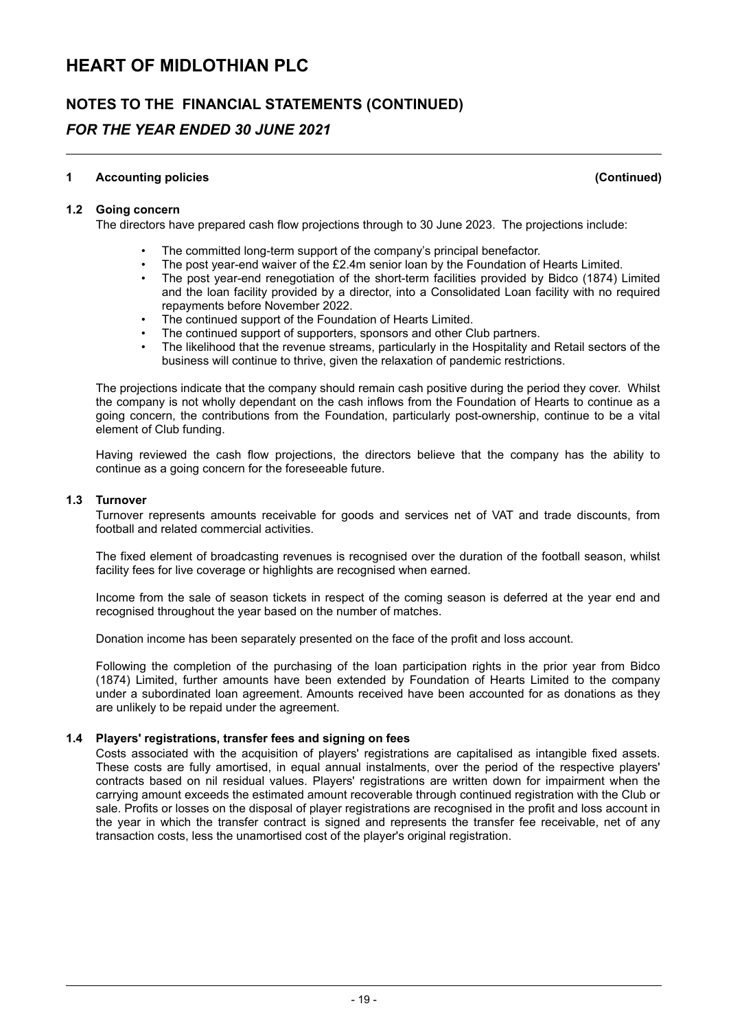# HEART OF MIDLOTHIAN PLC

## NOTES TO THE FINANCIAL STATEMENTS (CONTINUED)

## *FOR THE YEAR ENDED 30 JUNE 2021*

**1 Accounting policies (Continued)**

**1.2 Going concern**

The directors have prepared cash flow projections through to 30 June 2023. The projections include:

- The committed long-term support of the company's principal benefactor.
- The post year-end waiver of the £2.4m senior loan by the Foundation of Hearts Limited.
- The post year-end renegotiation of the short-term facilities provided by Bidco (1874) Limited and the loan facility provided by a director, into a Consolidated Loan facility with no required repayments before November 2022.
- The continued support of the Foundation of Hearts Limited.
- The continued support of supporters, sponsors and other Club partners.
- The likelihood that the revenue streams, particularly in the Hospitality and Retail sectors of the business will continue to thrive, given the relaxation of pandemic restrictions.

The projections indicate that the company should remain cash positive during the period they cover. Whilst the company is not wholly dependant on the cash inflows from the Foundation of Hearts to continue as a going concern, the contributions from the Foundation, particularly post-ownership, continue to be a vital element of Club funding.

Having reviewed the cash flow projections, the directors believe that the company has the ability to continue as a going concern for the foreseeable future.

**1.3 Turnover**

Turnover represents amounts receivable for goods and services net of VAT and trade discounts, from football and related commercial activities.

The fixed element of broadcasting revenues is recognised over the duration of the football season, whilst facility fees for live coverage or highlights are recognised when earned.

Income from the sale of season tickets in respect of the coming season is deferred at the year end and recognised throughout the year based on the number of matches.

Donation income has been separately presented on the face of the profit and loss account.

Following the completion of the purchasing of the loan participation rights in the prior year from Bidco (1874) Limited, further amounts have been extended by Foundation of Hearts Limited to the company under a subordinated loan agreement. Amounts received have been accounted for as donations as they are unlikely to be repaid under the agreement.

**1.4 Players' registrations, transfer fees and signing on fees**

Costs associated with the acquisition of players' registrations are capitalised as intangible fixed assets. These costs are fully amortised, in equal annual instalments, over the period of the respective players' contracts based on nil residual values. Players' registrations are written down for impairment when the carrying amount exceeds the estimated amount recoverable through continued registration with the Club or sale. Profits or losses on the disposal of player registrations are recognised in the profit and loss account in the year in which the transfer contract is signed and represents the transfer fee receivable, net of any transaction costs, less the unamortised cost of the player's original registration.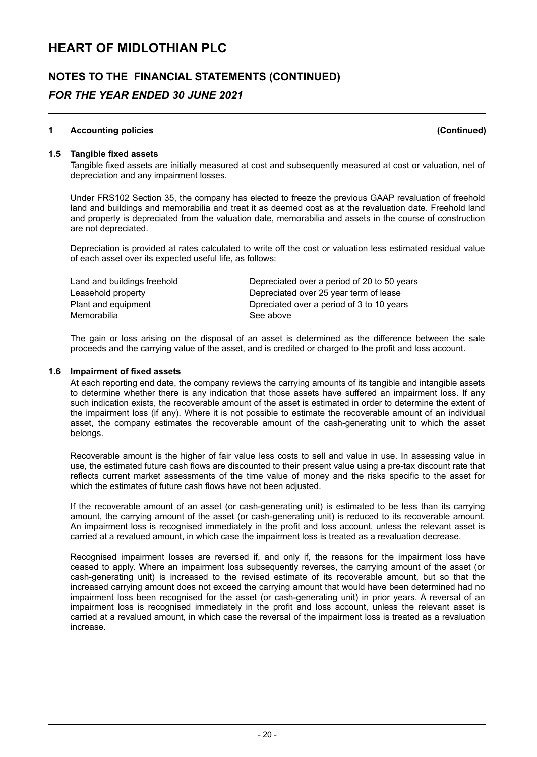# HEART OF MIDLOTHIAN PLC

## NOTES TO THE FINANCIAL STATEMENTS (CONTINUED)

### *FOR THE YEAR ENDED 30 JUNE 2021*

**1 Accounting policies (Continued)**

**1.5 Tangible fixed assets**

Tangible fixed assets are initially measured at cost and subsequently measured at cost or valuation, net of depreciation and any impairment losses.

Under FRS102 Section 35, the company has elected to freeze the previous GAAP revaluation of freehold land and buildings and memorabilia and treat it as deemed cost as at the revaluation date. Freehold land and property is depreciated from the valuation date, memorabilia and assets in the course of construction are not depreciated.

Depreciation is provided at rates calculated to write off the cost or valuation less estimated residual value of each asset over its expected useful life, as follows:

| | |
|---|---|
| Land and buildings freehold | Depreciated over a period of 20 to 50 years |
| Leasehold property | Depreciated over 25 year term of lease |
| Plant and equipment | Dpreciated over a period of 3 to 10 years |
| Memorabilia | See above |

The gain or loss arising on the disposal of an asset is determined as the difference between the sale proceeds and the carrying value of the asset, and is credited or charged to the profit and loss account.

**1.6 Impairment of fixed assets**

At each reporting end date, the company reviews the carrying amounts of its tangible and intangible assets to determine whether there is any indication that those assets have suffered an impairment loss. If any such indication exists, the recoverable amount of the asset is estimated in order to determine the extent of the impairment loss (if any). Where it is not possible to estimate the recoverable amount of an individual asset, the company estimates the recoverable amount of the cash-generating unit to which the asset belongs.

Recoverable amount is the higher of fair value less costs to sell and value in use. In assessing value in use, the estimated future cash flows are discounted to their present value using a pre-tax discount rate that reflects current market assessments of the time value of money and the risks specific to the asset for which the estimates of future cash flows have not been adjusted.

If the recoverable amount of an asset (or cash-generating unit) is estimated to be less than its carrying amount, the carrying amount of the asset (or cash-generating unit) is reduced to its recoverable amount. An impairment loss is recognised immediately in the profit and loss account, unless the relevant asset is carried at a revalued amount, in which case the impairment loss is treated as a revaluation decrease.

Recognised impairment losses are reversed if, and only if, the reasons for the impairment loss have ceased to apply. Where an impairment loss subsequently reverses, the carrying amount of the asset (or cash-generating unit) is increased to the revised estimate of its recoverable amount, but so that the increased carrying amount does not exceed the carrying amount that would have been determined had no impairment loss been recognised for the asset (or cash-generating unit) in prior years. A reversal of an impairment loss is recognised immediately in the profit and loss account, unless the relevant asset is carried at a revalued amount, in which case the reversal of the impairment loss is treated as a revaluation increase.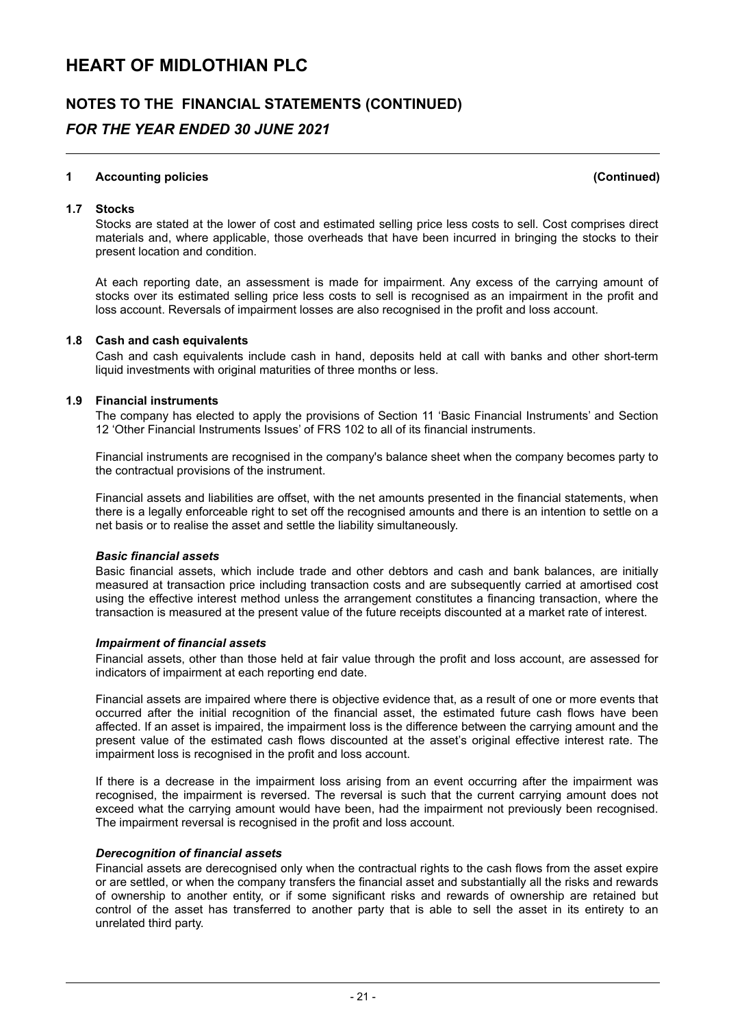## 1 Accounting policies (Continued)

### 1.7 Stocks

Stocks are stated at the lower of cost and estimated selling price less costs to sell. Cost comprises direct materials and, where applicable, those overheads that have been incurred in bringing the stocks to their present location and condition.

At each reporting date, an assessment is made for impairment. Any excess of the carrying amount of stocks over its estimated selling price less costs to sell is recognised as an impairment in the profit and loss account. Reversals of impairment losses are also recognised in the profit and loss account.

### 1.8 Cash and cash equivalents

Cash and cash equivalents include cash in hand, deposits held at call with banks and other short-term liquid investments with original maturities of three months or less.

### 1.9 Financial instruments

The company has elected to apply the provisions of Section 11 'Basic Financial Instruments' and Section 12 'Other Financial Instruments Issues' of FRS 102 to all of its financial instruments.

Financial instruments are recognised in the company's balance sheet when the company becomes party to the contractual provisions of the instrument.

Financial assets and liabilities are offset, with the net amounts presented in the financial statements, when there is a legally enforceable right to set off the recognised amounts and there is an intention to settle on a net basis or to realise the asset and settle the liability simultaneously.

***Basic financial assets***

Basic financial assets, which include trade and other debtors and cash and bank balances, are initially measured at transaction price including transaction costs and are subsequently carried at amortised cost using the effective interest method unless the arrangement constitutes a financing transaction, where the transaction is measured at the present value of the future receipts discounted at a market rate of interest.

***Impairment of financial assets***

Financial assets, other than those held at fair value through the profit and loss account, are assessed for indicators of impairment at each reporting end date.

Financial assets are impaired where there is objective evidence that, as a result of one or more events that occurred after the initial recognition of the financial asset, the estimated future cash flows have been affected. If an asset is impaired, the impairment loss is the difference between the carrying amount and the present value of the estimated cash flows discounted at the asset's original effective interest rate. The impairment loss is recognised in the profit and loss account.

If there is a decrease in the impairment loss arising from an event occurring after the impairment was recognised, the impairment is reversed. The reversal is such that the current carrying amount does not exceed what the carrying amount would have been, had the impairment not previously been recognised. The impairment reversal is recognised in the profit and loss account.

***Derecognition of financial assets***

Financial assets are derecognised only when the contractual rights to the cash flows from the asset expire or are settled, or when the company transfers the financial asset and substantially all the risks and rewards of ownership to another entity, or if some significant risks and rewards of ownership are retained but control of the asset has transferred to another party that is able to sell the asset in its entirety to an unrelated third party.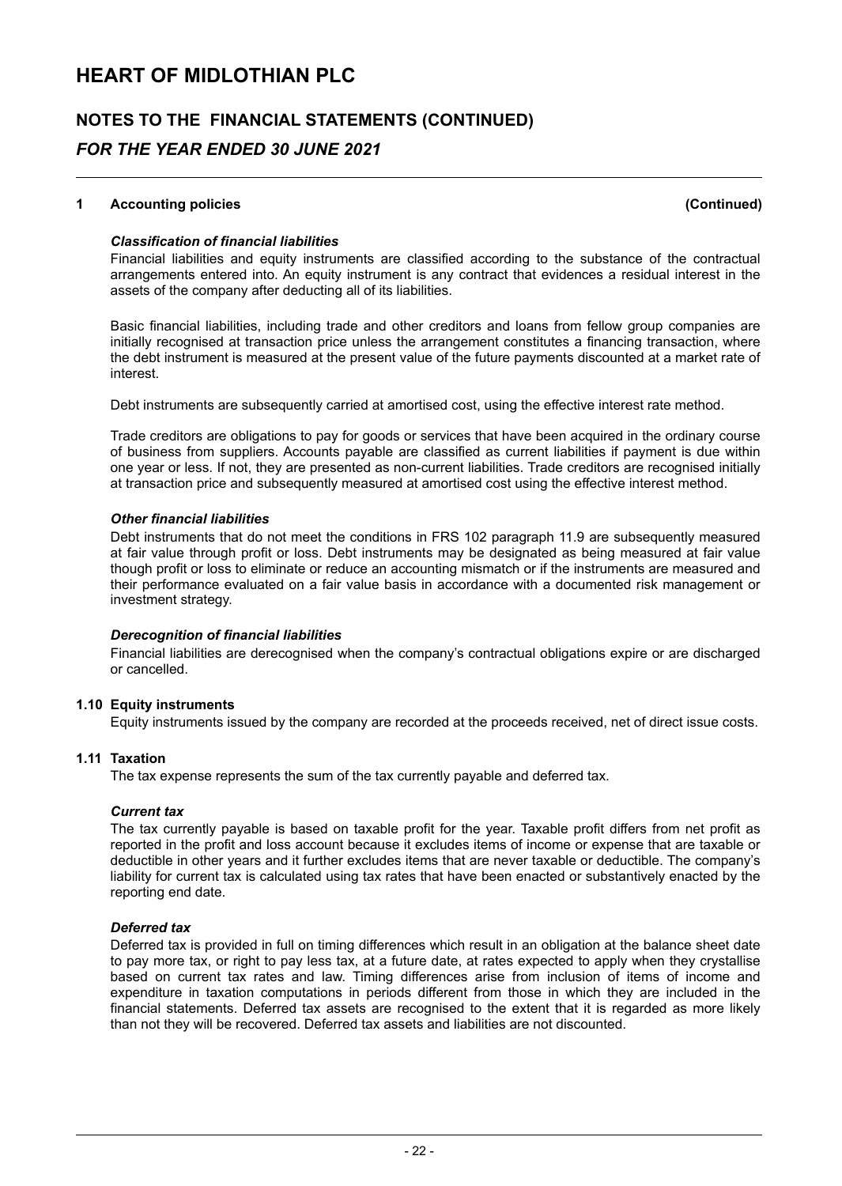## 1 Accounting policies (Continued)

***Classification of financial liabilities***

Financial liabilities and equity instruments are classified according to the substance of the contractual arrangements entered into. An equity instrument is any contract that evidences a residual interest in the assets of the company after deducting all of its liabilities.

Basic financial liabilities, including trade and other creditors and loans from fellow group companies are initially recognised at transaction price unless the arrangement constitutes a financing transaction, where the debt instrument is measured at the present value of the future payments discounted at a market rate of interest.

Debt instruments are subsequently carried at amortised cost, using the effective interest rate method.

Trade creditors are obligations to pay for goods or services that have been acquired in the ordinary course of business from suppliers. Accounts payable are classified as current liabilities if payment is due within one year or less. If not, they are presented as non-current liabilities. Trade creditors are recognised initially at transaction price and subsequently measured at amortised cost using the effective interest method.

***Other financial liabilities***

Debt instruments that do not meet the conditions in FRS 102 paragraph 11.9 are subsequently measured at fair value through profit or loss. Debt instruments may be designated as being measured at fair value though profit or loss to eliminate or reduce an accounting mismatch or if the instruments are measured and their performance evaluated on a fair value basis in accordance with a documented risk management or investment strategy.

***Derecognition of financial liabilities***

Financial liabilities are derecognised when the company's contractual obligations expire or are discharged or cancelled.

### 1.10 Equity instruments

Equity instruments issued by the company are recorded at the proceeds received, net of direct issue costs.

### 1.11 Taxation

The tax expense represents the sum of the tax currently payable and deferred tax.

***Current tax***

The tax currently payable is based on taxable profit for the year. Taxable profit differs from net profit as reported in the profit and loss account because it excludes items of income or expense that are taxable or deductible in other years and it further excludes items that are never taxable or deductible. The company's liability for current tax is calculated using tax rates that have been enacted or substantively enacted by the reporting end date.

***Deferred tax***

Deferred tax is provided in full on timing differences which result in an obligation at the balance sheet date to pay more tax, or right to pay less tax, at a future date, at rates expected to apply when they crystallise based on current tax rates and law. Timing differences arise from inclusion of items of income and expenditure in taxation computations in periods different from those in which they are included in the financial statements. Deferred tax assets are recognised to the extent that it is regarded as more likely than not they will be recovered. Deferred tax assets and liabilities are not discounted.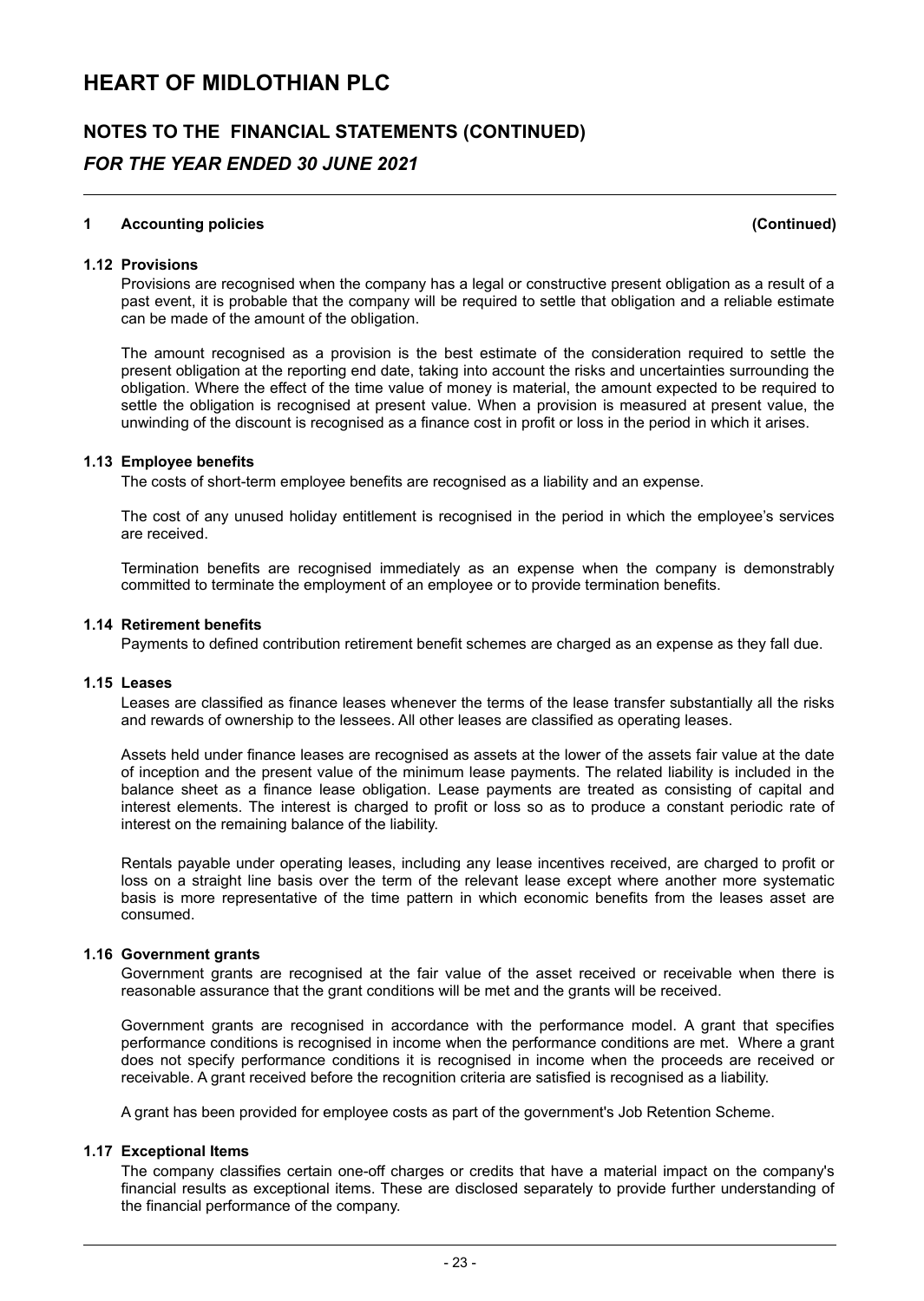## 1 Accounting policies (Continued)

### 1.12 Provisions

Provisions are recognised when the company has a legal or constructive present obligation as a result of a past event, it is probable that the company will be required to settle that obligation and a reliable estimate can be made of the amount of the obligation.

The amount recognised as a provision is the best estimate of the consideration required to settle the present obligation at the reporting end date, taking into account the risks and uncertainties surrounding the obligation. Where the effect of the time value of money is material, the amount expected to be required to settle the obligation is recognised at present value. When a provision is measured at present value, the unwinding of the discount is recognised as a finance cost in profit or loss in the period in which it arises.

### 1.13 Employee benefits

The costs of short-term employee benefits are recognised as a liability and an expense.

The cost of any unused holiday entitlement is recognised in the period in which the employee's services are received.

Termination benefits are recognised immediately as an expense when the company is demonstrably committed to terminate the employment of an employee or to provide termination benefits.

### 1.14 Retirement benefits

Payments to defined contribution retirement benefit schemes are charged as an expense as they fall due.

### 1.15 Leases

Leases are classified as finance leases whenever the terms of the lease transfer substantially all the risks and rewards of ownership to the lessees. All other leases are classified as operating leases.

Assets held under finance leases are recognised as assets at the lower of the assets fair value at the date of inception and the present value of the minimum lease payments. The related liability is included in the balance sheet as a finance lease obligation. Lease payments are treated as consisting of capital and interest elements. The interest is charged to profit or loss so as to produce a constant periodic rate of interest on the remaining balance of the liability.

Rentals payable under operating leases, including any lease incentives received, are charged to profit or loss on a straight line basis over the term of the relevant lease except where another more systematic basis is more representative of the time pattern in which economic benefits from the leases asset are consumed.

### 1.16 Government grants

Government grants are recognised at the fair value of the asset received or receivable when there is reasonable assurance that the grant conditions will be met and the grants will be received.

Government grants are recognised in accordance with the performance model. A grant that specifies performance conditions is recognised in income when the performance conditions are met. Where a grant does not specify performance conditions it is recognised in income when the proceeds are received or receivable. A grant received before the recognition criteria are satisfied is recognised as a liability.

A grant has been provided for employee costs as part of the government's Job Retention Scheme.

### 1.17 Exceptional Items

The company classifies certain one-off charges or credits that have a material impact on the company's financial results as exceptional items. These are disclosed separately to provide further understanding of the financial performance of the company.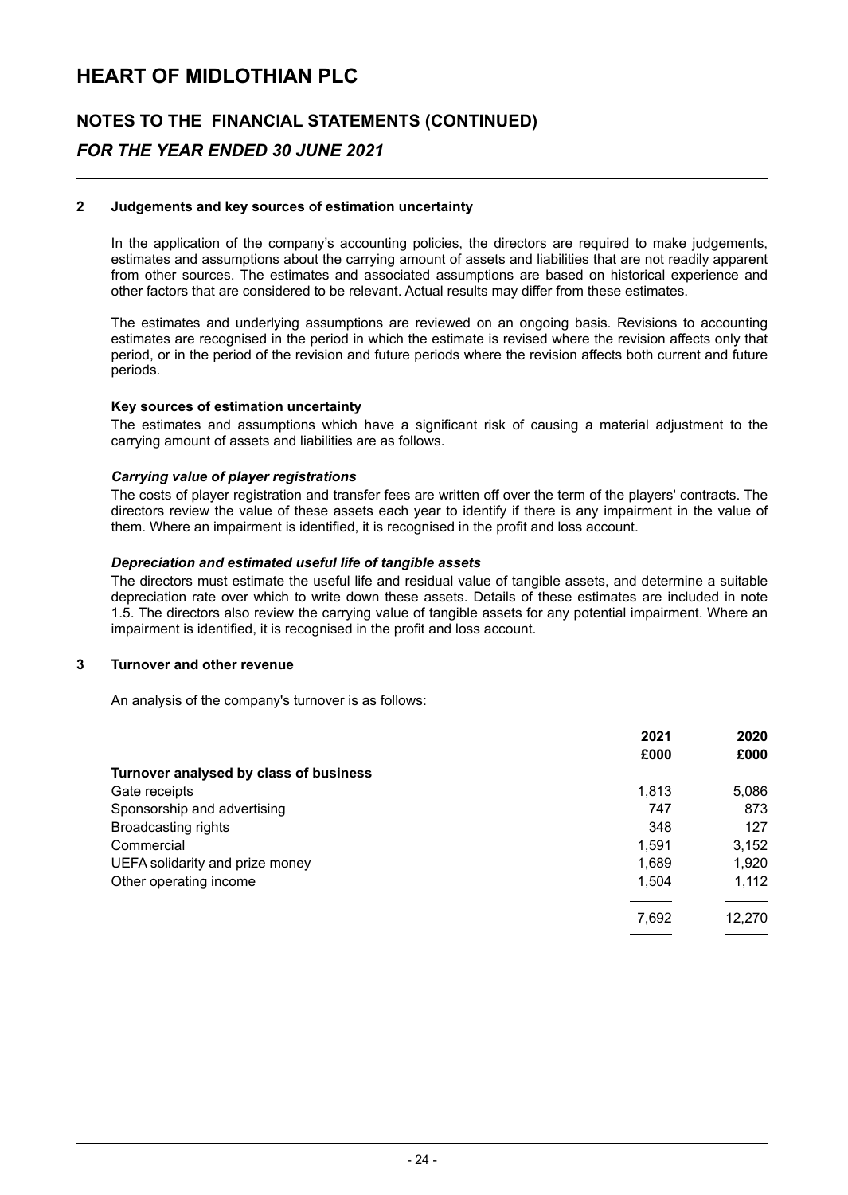# HEART OF MIDLOTHIAN PLC

## NOTES TO THE FINANCIAL STATEMENTS (CONTINUED)

### *FOR THE YEAR ENDED 30 JUNE 2021*

**2 Judgements and key sources of estimation uncertainty**

In the application of the company's accounting policies, the directors are required to make judgements, estimates and assumptions about the carrying amount of assets and liabilities that are not readily apparent from other sources. The estimates and associated assumptions are based on historical experience and other factors that are considered to be relevant. Actual results may differ from these estimates.

The estimates and underlying assumptions are reviewed on an ongoing basis. Revisions to accounting estimates are recognised in the period in which the estimate is revised where the revision affects only that period, or in the period of the revision and future periods where the revision affects both current and future periods.

**Key sources of estimation uncertainty**

The estimates and assumptions which have a significant risk of causing a material adjustment to the carrying amount of assets and liabilities are as follows.

***Carrying value of player registrations***

The costs of player registration and transfer fees are written off over the term of the players' contracts. The directors review the value of these assets each year to identify if there is any impairment in the value of them. Where an impairment is identified, it is recognised in the profit and loss account.

***Depreciation and estimated useful life of tangible assets***

The directors must estimate the useful life and residual value of tangible assets, and determine a suitable depreciation rate over which to write down these assets. Details of these estimates are included in note 1.5. The directors also review the carrying value of tangible assets for any potential impairment. Where an impairment is identified, it is recognised in the profit and loss account.

**3 Turnover and other revenue**

An analysis of the company's turnover is as follows:

| | 2021 £000 | 2020 £000 |
|---|---|---|
| **Turnover analysed by class of business** | | |
| Gate receipts | 1,813 | 5,086 |
| Sponsorship and advertising | 747 | 873 |
| Broadcasting rights | 348 | 127 |
| Commercial | 1,591 | 3,152 |
| UEFA solidarity and prize money | 1,689 | 1,920 |
| Other operating income | 1,504 | 1,112 |
| | 7,692 | 12,270 |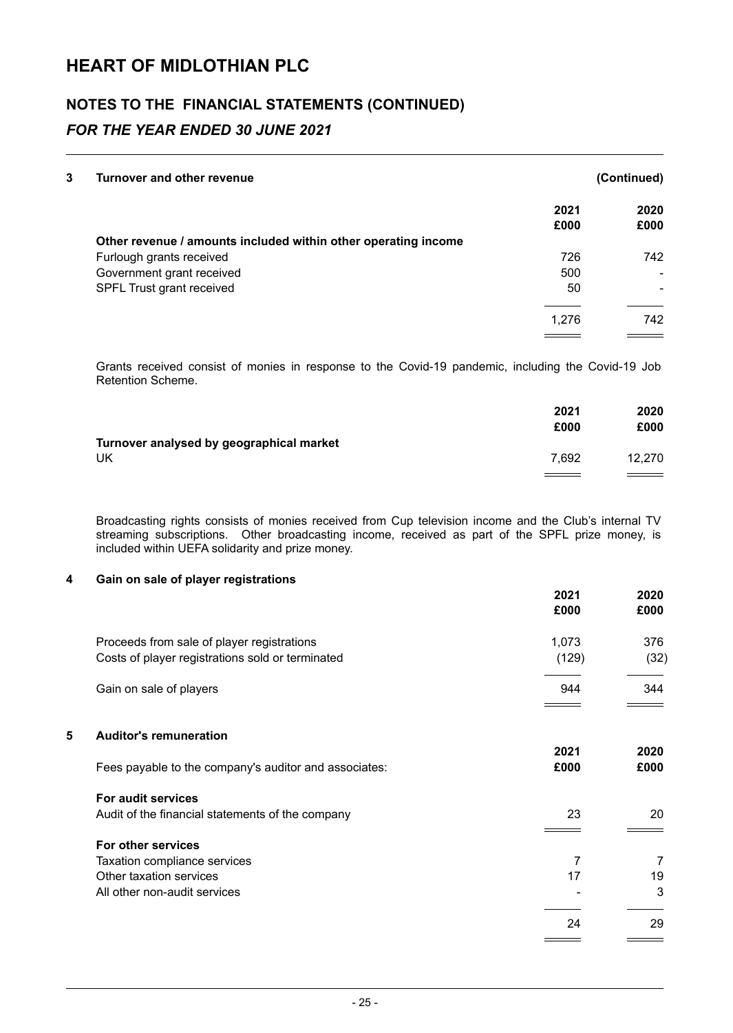# HEART OF MIDLOTHIAN PLC

## NOTES TO THE FINANCIAL STATEMENTS (CONTINUED)

### *FOR THE YEAR ENDED 30 JUNE 2021*

**3 Turnover and other revenue** **(Continued)**

| | 2021 £000 | 2020 £000 |
|---|---|---|
| **Other revenue / amounts included within other operating income** | | |
| Furlough grants received | 726 | 742 |
| Government grant received | 500 | - |
| SPFL Trust grant received | 50 | - |
| | 1,276 | 742 |

Grants received consist of monies in response to the Covid-19 pandemic, including the Covid-19 Job Retention Scheme.

| | 2021 £000 | 2020 £000 |
|---|---|---|
| **Turnover analysed by geographical market** | | |
| UK | 7,692 | 12,270 |

Broadcasting rights consists of monies received from Cup television income and the Club's internal TV streaming subscriptions. Other broadcasting income, received as part of the SPFL prize money, is included within UEFA solidarity and prize money.

**4 Gain on sale of player registrations**

| | 2021 £000 | 2020 £000 |
|---|---|---|
| Proceeds from sale of player registrations | 1,073 | 376 |
| Costs of player registrations sold or terminated | (129) | (32) |
| Gain on sale of players | 944 | 344 |

**5 Auditor's remuneration**

| Fees payable to the company's auditor and associates: | 2021 £000 | 2020 £000 |
|---|---|---|
| **For audit services** | | |
| Audit of the financial statements of the company | 23 | 20 |
| **For other services** | | |
| Taxation compliance services | 7 | 7 |
| Other taxation services | 17 | 19 |
| All other non-audit services | - | 3 |
| | 24 | 29 |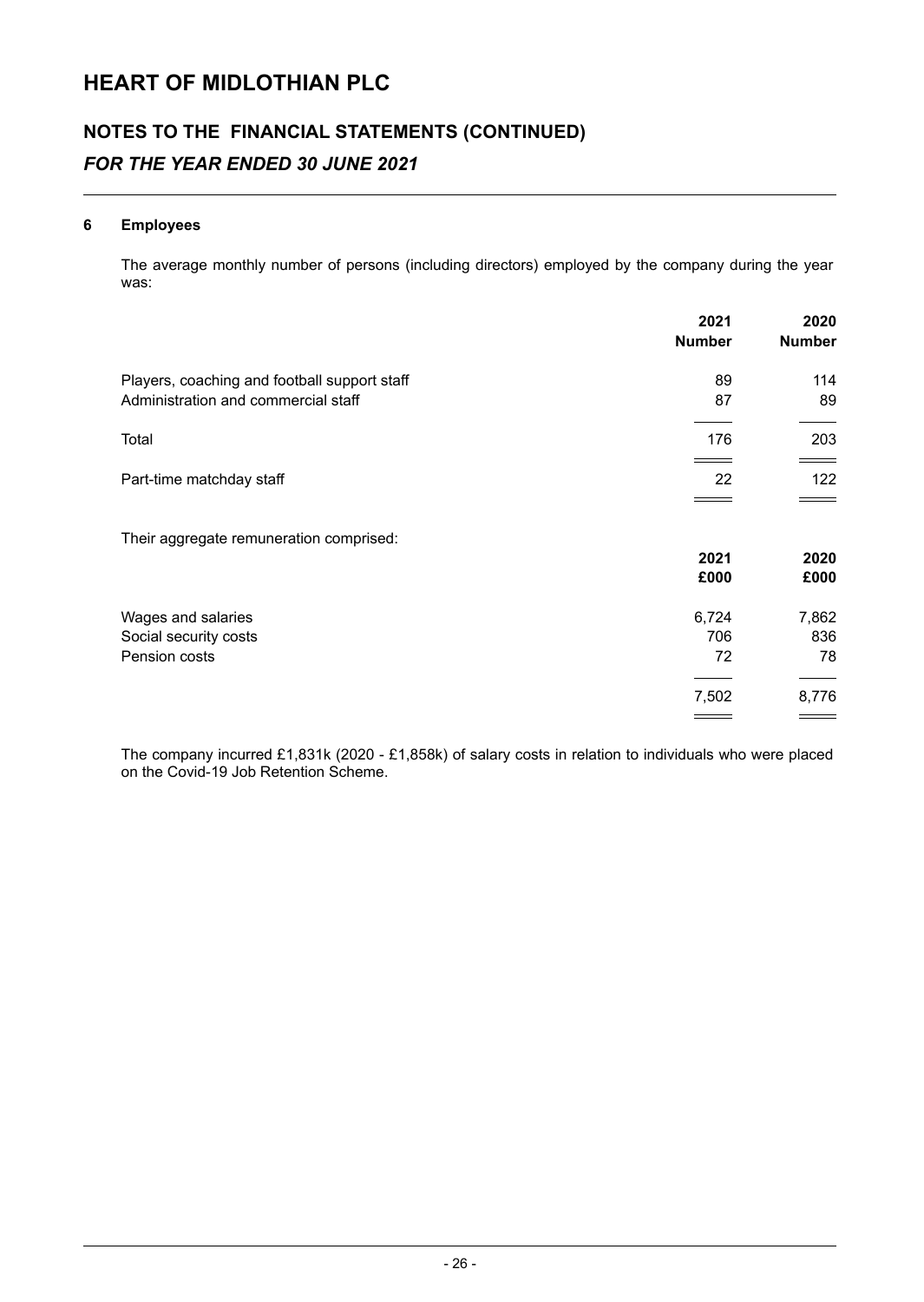# HEART OF MIDLOTHIAN PLC

## NOTES TO THE FINANCIAL STATEMENTS (CONTINUED)

### *FOR THE YEAR ENDED 30 JUNE 2021*

**6 Employees**

The average monthly number of persons (including directors) employed by the company during the year was:

| | 2021 Number | 2020 Number |
|---|---|---|
| Players, coaching and football support staff | 89 | 114 |
| Administration and commercial staff | 87 | 89 |
| Total | 176 | 203 |
| Part-time matchday staff | 22 | 122 |

Their aggregate remuneration comprised:

| | 2021 £000 | 2020 £000 |
|---|---|---|
| Wages and salaries | 6,724 | 7,862 |
| Social security costs | 706 | 836 |
| Pension costs | 72 | 78 |
| | 7,502 | 8,776 |

The company incurred £1,831k (2020 - £1,858k) of salary costs in relation to individuals who were placed on the Covid-19 Job Retention Scheme.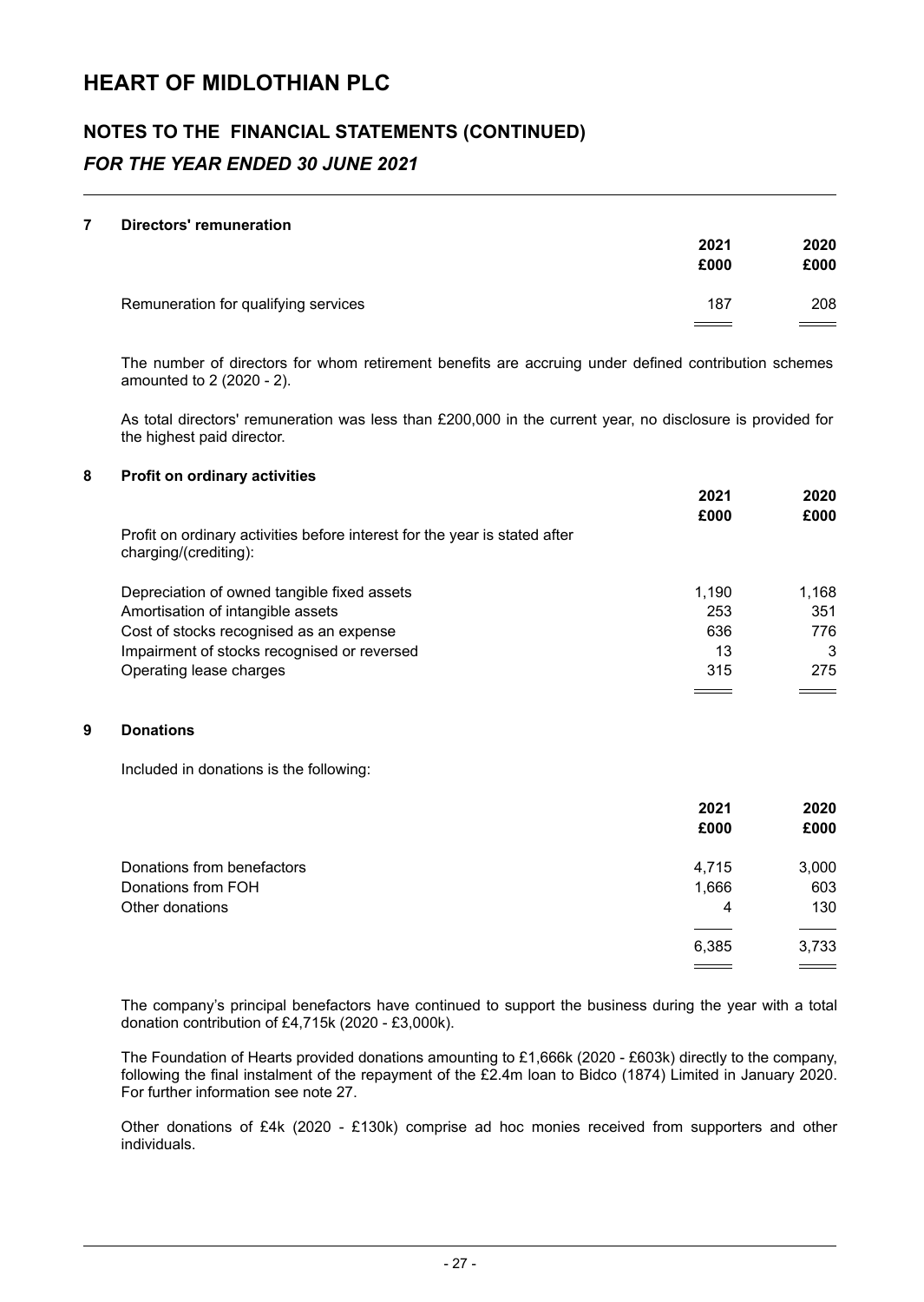# HEART OF MIDLOTHIAN PLC

## NOTES TO THE FINANCIAL STATEMENTS (CONTINUED)

### *FOR THE YEAR ENDED 30 JUNE 2021*

**7 Directors' remuneration**

| | 2021 £000 | 2020 £000 |
|---|---|---|
| Remuneration for qualifying services | 187 | 208 |

The number of directors for whom retirement benefits are accruing under defined contribution schemes amounted to 2 (2020 - 2).

As total directors' remuneration was less than £200,000 in the current year, no disclosure is provided for the highest paid director.

**8 Profit on ordinary activities**

| | 2021 £000 | 2020 £000 |
|---|---|---|
| Profit on ordinary activities before interest for the year is stated after charging/(crediting): | | |
| Depreciation of owned tangible fixed assets | 1,190 | 1,168 |
| Amortisation of intangible assets | 253 | 351 |
| Cost of stocks recognised as an expense | 636 | 776 |
| Impairment of stocks recognised or reversed | 13 | 3 |
| Operating lease charges | 315 | 275 |

**9 Donations**

Included in donations is the following:

| | 2021 £000 | 2020 £000 |
|---|---|---|
| Donations from benefactors | 4,715 | 3,000 |
| Donations from FOH | 1,666 | 603 |
| Other donations | 4 | 130 |
| | 6,385 | 3,733 |

The company's principal benefactors have continued to support the business during the year with a total donation contribution of £4,715k (2020 - £3,000k).

The Foundation of Hearts provided donations amounting to £1,666k (2020 - £603k) directly to the company, following the final instalment of the repayment of the £2.4m loan to Bidco (1874) Limited in January 2020. For further information see note 27.

Other donations of £4k (2020 - £130k) comprise ad hoc monies received from supporters and other individuals.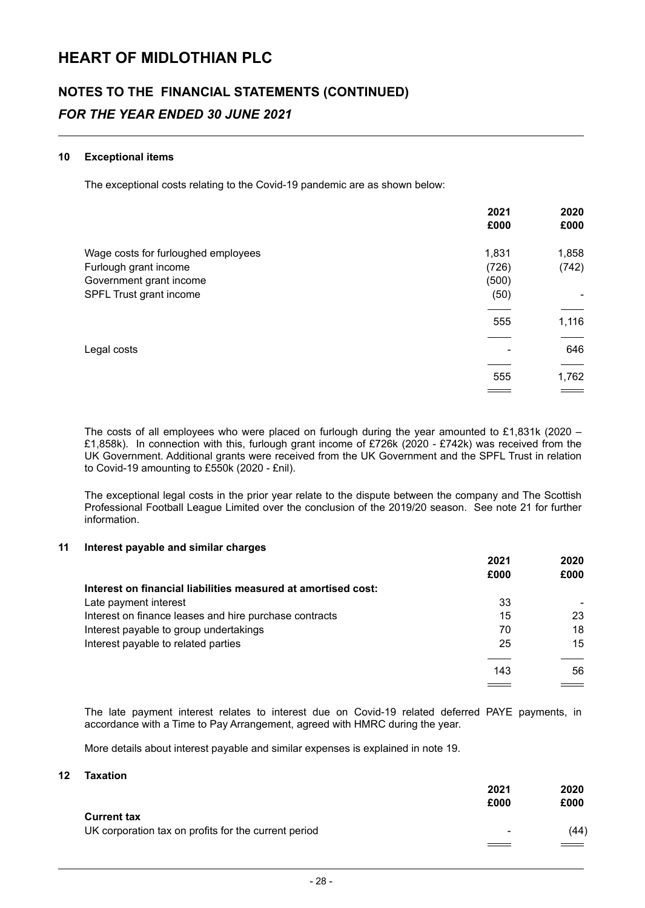# HEART OF MIDLOTHIAN PLC

## NOTES TO THE FINANCIAL STATEMENTS (CONTINUED)

### *FOR THE YEAR ENDED 30 JUNE 2021*

#### 10 Exceptional items

The exceptional costs relating to the Covid-19 pandemic are as shown below:

| | 2021 £000 | 2020 £000 |
|---|---|---|
| Wage costs for furloughed employees | 1,831 | 1,858 |
| Furlough grant income | (726) | (742) |
| Government grant income | (500) | |
| SPFL Trust grant income | (50) | - |
| | 555 | 1,116 |
| Legal costs | - | 646 |
| | 555 | 1,762 |

The costs of all employees who were placed on furlough during the year amounted to £1,831k (2020 – £1,858k). In connection with this, furlough grant income of £726k (2020 - £742k) was received from the UK Government. Additional grants were received from the UK Government and the SPFL Trust in relation to Covid-19 amounting to £550k (2020 - £nil).

The exceptional legal costs in the prior year relate to the dispute between the company and The Scottish Professional Football League Limited over the conclusion of the 2019/20 season. See note 21 for further information.

#### 11 Interest payable and similar charges

| | 2021 £000 | 2020 £000 |
|---|---|---|
| **Interest on financial liabilities measured at amortised cost:** | | |
| Late payment interest | 33 | - |
| Interest on finance leases and hire purchase contracts | 15 | 23 |
| Interest payable to group undertakings | 70 | 18 |
| Interest payable to related parties | 25 | 15 |
| | 143 | 56 |

The late payment interest relates to interest due on Covid-19 related deferred PAYE payments, in accordance with a Time to Pay Arrangement, agreed with HMRC during the year.

More details about interest payable and similar expenses is explained in note 19.

#### 12 Taxation

| | 2021 £000 | 2020 £000 |
|---|---|---|
| **Current tax** | | |
| UK corporation tax on profits for the current period | - | (44) |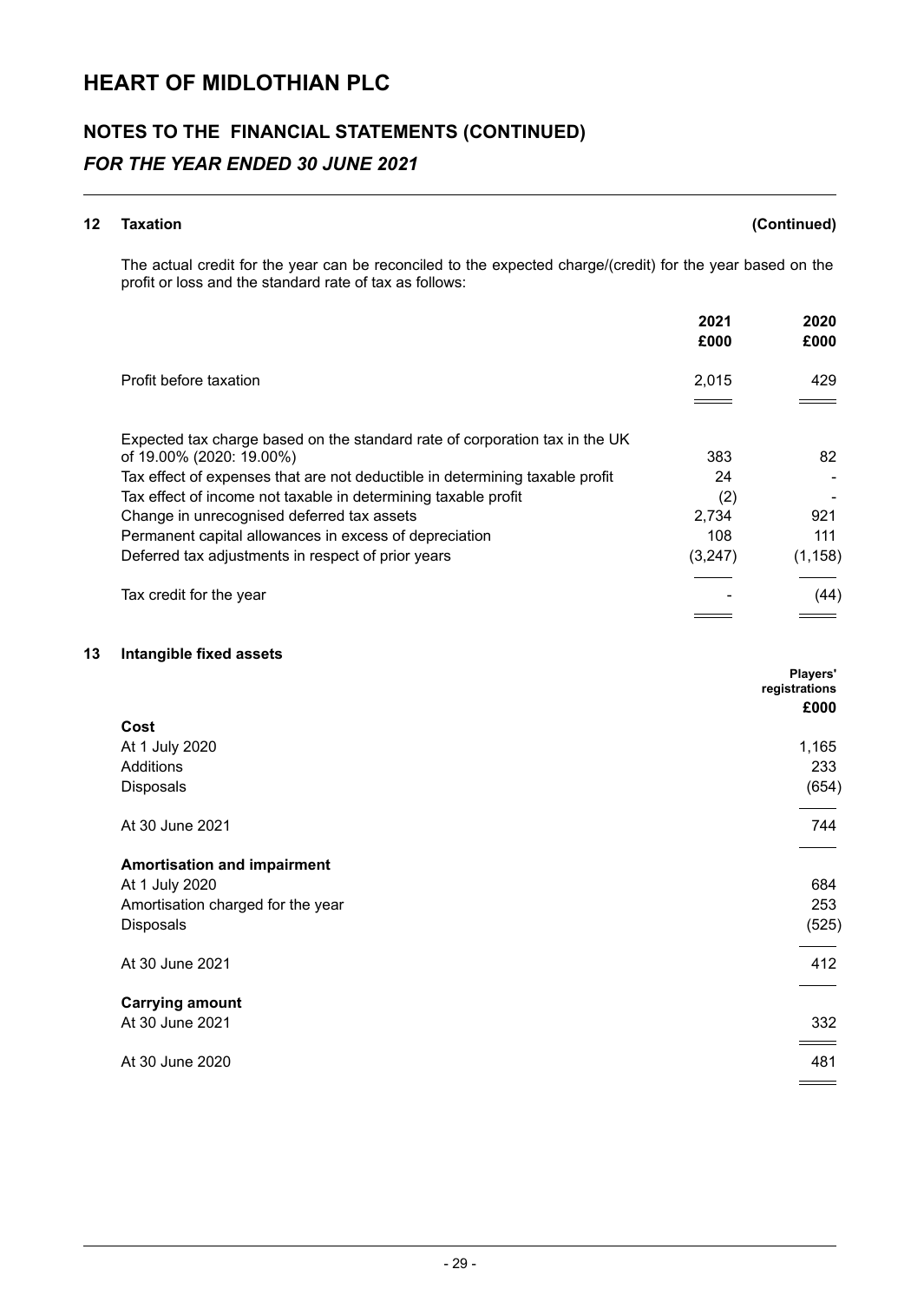# HEART OF MIDLOTHIAN PLC

## NOTES TO THE FINANCIAL STATEMENTS (CONTINUED)

### *FOR THE YEAR ENDED 30 JUNE 2021*

**12 Taxation** **(Continued)**

The actual credit for the year can be reconciled to the expected charge/(credit) for the year based on the profit or loss and the standard rate of tax as follows:

| | 2021<br>£000 | 2020<br>£000 |
|---|---|---|
| Profit before taxation | 2,015 | 429 |
| Expected tax charge based on the standard rate of corporation tax in the UK of 19.00% (2020: 19.00%) | 383 | 82 |
| Tax effect of expenses that are not deductible in determining taxable profit | 24 | - |
| Tax effect of income not taxable in determining taxable profit | (2) | - |
| Change in unrecognised deferred tax assets | 2,734 | 921 |
| Permanent capital allowances in excess of depreciation | 108 | 111 |
| Deferred tax adjustments in respect of prior years | (3,247) | (1,158) |
| Tax credit for the year | - | (44) |

**13 Intangible fixed assets**

| | Players' registrations<br>£000 |
|---|---|
| **Cost** | |
| At 1 July 2020 | 1,165 |
| Additions | 233 |
| Disposals | (654) |
| At 30 June 2021 | 744 |
| **Amortisation and impairment** | |
| At 1 July 2020 | 684 |
| Amortisation charged for the year | 253 |
| Disposals | (525) |
| At 30 June 2021 | 412 |
| **Carrying amount** | |
| At 30 June 2021 | 332 |
| At 30 June 2020 | 481 |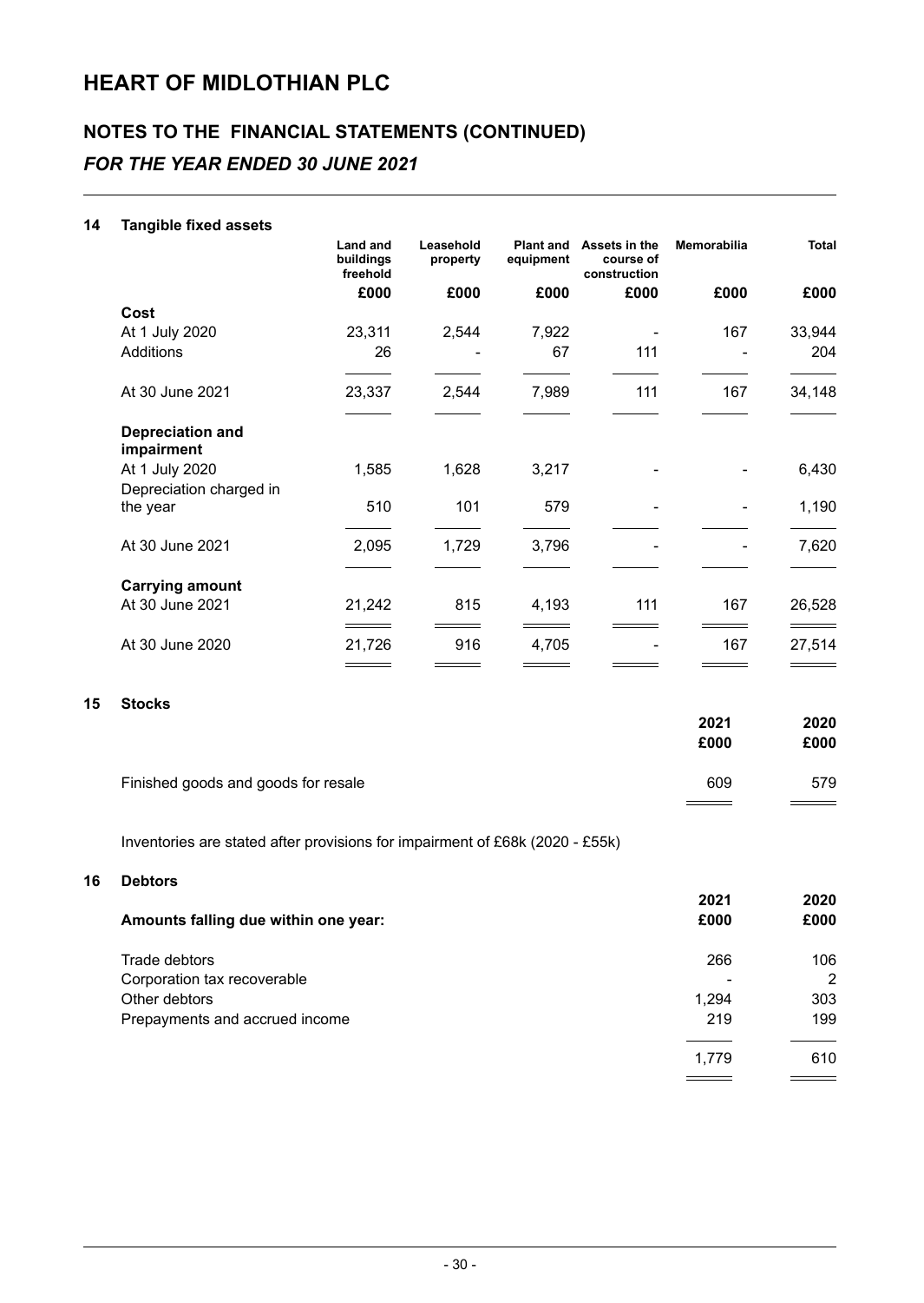# HEART OF MIDLOTHIAN PLC

## NOTES TO THE FINANCIAL STATEMENTS (CONTINUED)

### *FOR THE YEAR ENDED 30 JUNE 2021*

#### 14 Tangible fixed assets

| | Land and buildings freehold | Leasehold property | Plant and equipment | Assets in the course of construction | Memorabilia | Total |
|---|---|---|---|---|---|---|
| | £000 | £000 | £000 | £000 | £000 | £000 |
| **Cost** | | | | | | |
| At 1 July 2020 | 23,311 | 2,544 | 7,922 | - | 167 | 33,944 |
| Additions | 26 | - | 67 | 111 | - | 204 |
| At 30 June 2021 | 23,337 | 2,544 | 7,989 | 111 | 167 | 34,148 |
| **Depreciation and impairment** | | | | | | |
| At 1 July 2020 | 1,585 | 1,628 | 3,217 | - | - | 6,430 |
| Depreciation charged in the year | 510 | 101 | 579 | - | - | 1,190 |
| At 30 June 2021 | 2,095 | 1,729 | 3,796 | - | - | 7,620 |
| **Carrying amount** | | | | | | |
| At 30 June 2021 | 21,242 | 815 | 4,193 | 111 | 167 | 26,528 |
| At 30 June 2020 | 21,726 | 916 | 4,705 | - | 167 | 27,514 |

#### 15 Stocks

| | 2021 | 2020 |
|---|---|---|
| | £000 | £000 |
| Finished goods and goods for resale | 609 | 579 |

Inventories are stated after provisions for impairment of £68k (2020 - £55k)

#### 16 Debtors

| | 2021 | 2020 |
|---|---|---|
| **Amounts falling due within one year:** | £000 | £000 |
| Trade debtors | 266 | 106 |
| Corporation tax recoverable | - | 2 |
| Other debtors | 1,294 | 303 |
| Prepayments and accrued income | 219 | 199 |
| | 1,779 | 610 |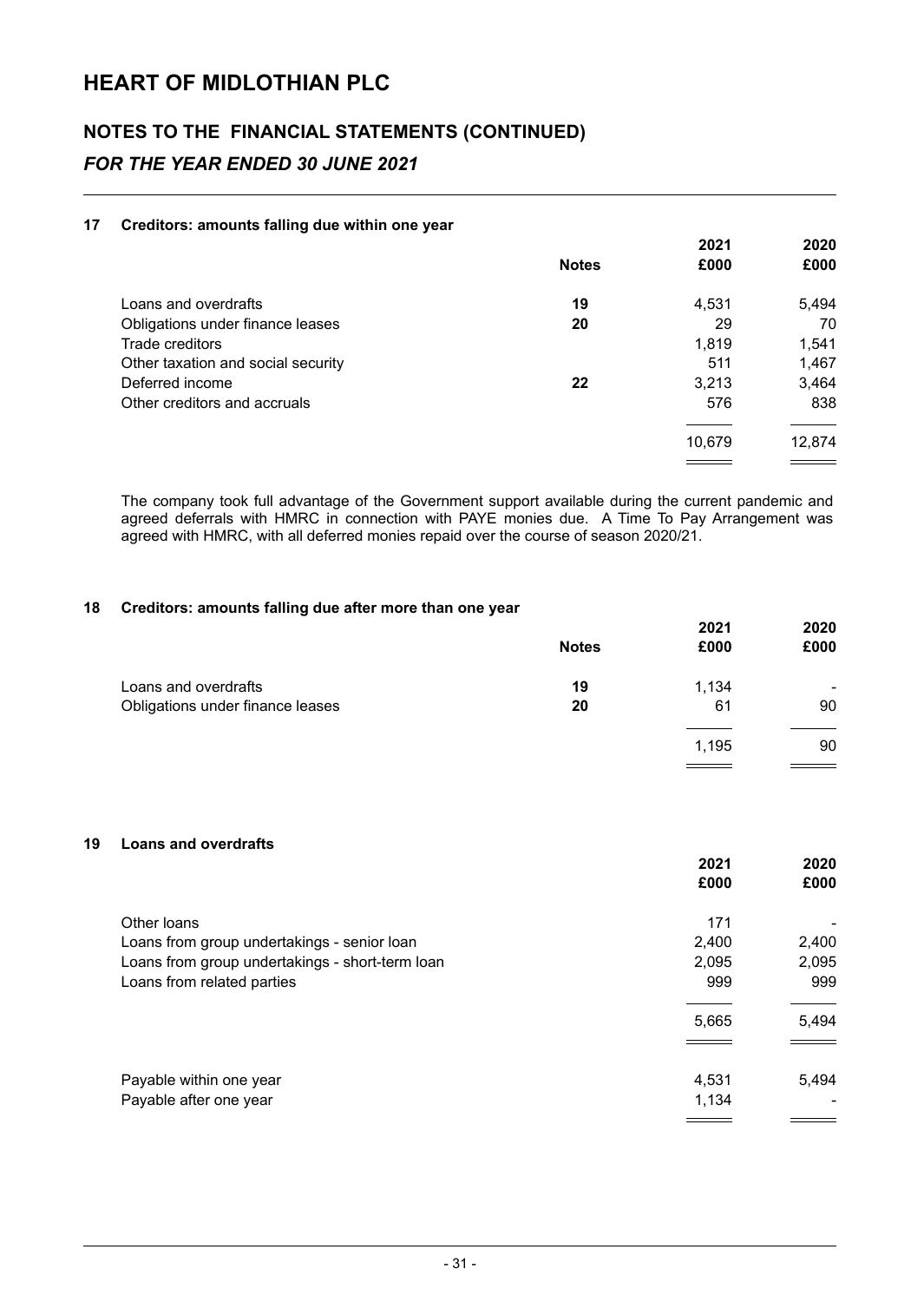# HEART OF MIDLOTHIAN PLC

## NOTES TO THE FINANCIAL STATEMENTS (CONTINUED)

### *FOR THE YEAR ENDED 30 JUNE 2021*

**17 Creditors: amounts falling due within one year**

| | Notes | 2021 £000 | 2020 £000 |
|---|---|---|---|
| Loans and overdrafts | 19 | 4,531 | 5,494 |
| Obligations under finance leases | 20 | 29 | 70 |
| Trade creditors | | 1,819 | 1,541 |
| Other taxation and social security | | 511 | 1,467 |
| Deferred income | 22 | 3,213 | 3,464 |
| Other creditors and accruals | | 576 | 838 |
| | | 10,679 | 12,874 |

The company took full advantage of the Government support available during the current pandemic and agreed deferrals with HMRC in connection with PAYE monies due. A Time To Pay Arrangement was agreed with HMRC, with all deferred monies repaid over the course of season 2020/21.

**18 Creditors: amounts falling due after more than one year**

| | Notes | 2021 £000 | 2020 £000 |
|---|---|---|---|
| Loans and overdrafts | 19 | 1,134 | - |
| Obligations under finance leases | 20 | 61 | 90 |
| | | 1,195 | 90 |

**19 Loans and overdrafts**

| | 2021 £000 | 2020 £000 |
|---|---|---|
| Other loans | 171 | - |
| Loans from group undertakings - senior loan | 2,400 | 2,400 |
| Loans from group undertakings - short-term loan | 2,095 | 2,095 |
| Loans from related parties | 999 | 999 |
| | 5,665 | 5,494 |
| | | |
| Payable within one year | 4,531 | 5,494 |
| Payable after one year | 1,134 | - |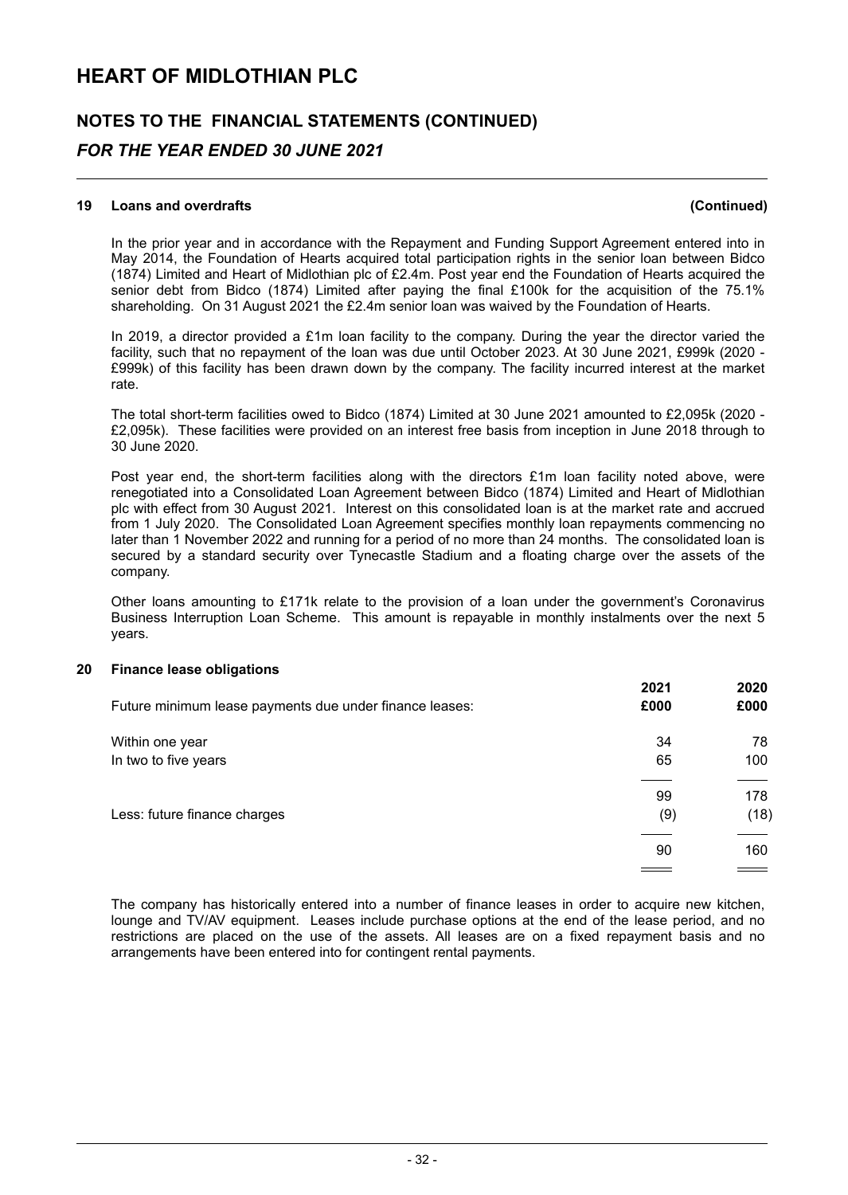# HEART OF MIDLOTHIAN PLC

## NOTES TO THE FINANCIAL STATEMENTS (CONTINUED)

### *FOR THE YEAR ENDED 30 JUNE 2021*

**19 Loans and overdrafts (Continued)**

In the prior year and in accordance with the Repayment and Funding Support Agreement entered into in May 2014, the Foundation of Hearts acquired total participation rights in the senior loan between Bidco (1874) Limited and Heart of Midlothian plc of £2.4m. Post year end the Foundation of Hearts acquired the senior debt from Bidco (1874) Limited after paying the final £100k for the acquisition of the 75.1% shareholding. On 31 August 2021 the £2.4m senior loan was waived by the Foundation of Hearts.

In 2019, a director provided a £1m loan facility to the company. During the year the director varied the facility, such that no repayment of the loan was due until October 2023. At 30 June 2021, £999k (2020 - £999k) of this facility has been drawn down by the company. The facility incurred interest at the market rate.

The total short-term facilities owed to Bidco (1874) Limited at 30 June 2021 amounted to £2,095k (2020 - £2,095k). These facilities were provided on an interest free basis from inception in June 2018 through to 30 June 2020.

Post year end, the short-term facilities along with the directors £1m loan facility noted above, were renegotiated into a Consolidated Loan Agreement between Bidco (1874) Limited and Heart of Midlothian plc with effect from 30 August 2021. Interest on this consolidated loan is at the market rate and accrued from 1 July 2020. The Consolidated Loan Agreement specifies monthly loan repayments commencing no later than 1 November 2022 and running for a period of no more than 24 months. The consolidated loan is secured by a standard security over Tynecastle Stadium and a floating charge over the assets of the company.

Other loans amounting to £171k relate to the provision of a loan under the government's Coronavirus Business Interruption Loan Scheme. This amount is repayable in monthly instalments over the next 5 years.

**20 Finance lease obligations**

| Future minimum lease payments due under finance leases: | 2021 £000 | 2020 £000 |
|---|---|---|
| Within one year | 34 | 78 |
| In two to five years | 65 | 100 |
| | 99 | 178 |
| Less: future finance charges | (9) | (18) |
| | 90 | 160 |

The company has historically entered into a number of finance leases in order to acquire new kitchen, lounge and TV/AV equipment. Leases include purchase options at the end of the lease period, and no restrictions are placed on the use of the assets. All leases are on a fixed repayment basis and no arrangements have been entered into for contingent rental payments.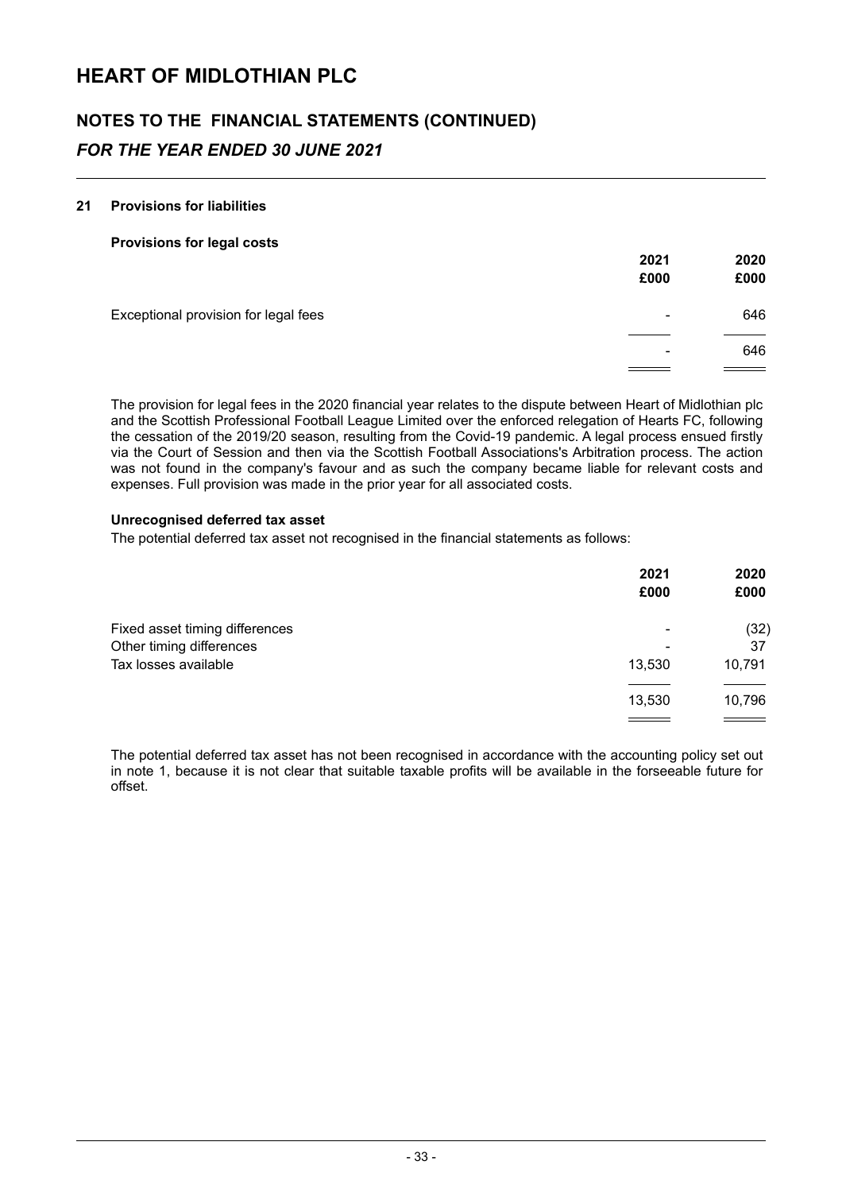# HEART OF MIDLOTHIAN PLC

## NOTES TO THE FINANCIAL STATEMENTS (CONTINUED)

### *FOR THE YEAR ENDED 30 JUNE 2021*

**21 Provisions for liabilities**

**Provisions for legal costs**

| | 2021 £000 | 2020 £000 |
|---|---|---|
| Exceptional provision for legal fees | - | 646 |
| | - | 646 |

The provision for legal fees in the 2020 financial year relates to the dispute between Heart of Midlothian plc and the Scottish Professional Football League Limited over the enforced relegation of Hearts FC, following the cessation of the 2019/20 season, resulting from the Covid-19 pandemic. A legal process ensued firstly via the Court of Session and then via the Scottish Football Associations's Arbitration process. The action was not found in the company's favour and as such the company became liable for relevant costs and expenses. Full provision was made in the prior year for all associated costs.

**Unrecognised deferred tax asset**

The potential deferred tax asset not recognised in the financial statements as follows:

| | 2021 £000 | 2020 £000 |
|---|---|---|
| Fixed asset timing differences | - | (32) |
| Other timing differences | - | 37 |
| Tax losses available | 13,530 | 10,791 |
| | 13,530 | 10,796 |

The potential deferred tax asset has not been recognised in accordance with the accounting policy set out in note 1, because it is not clear that suitable taxable profits will be available in the forseeable future for offset.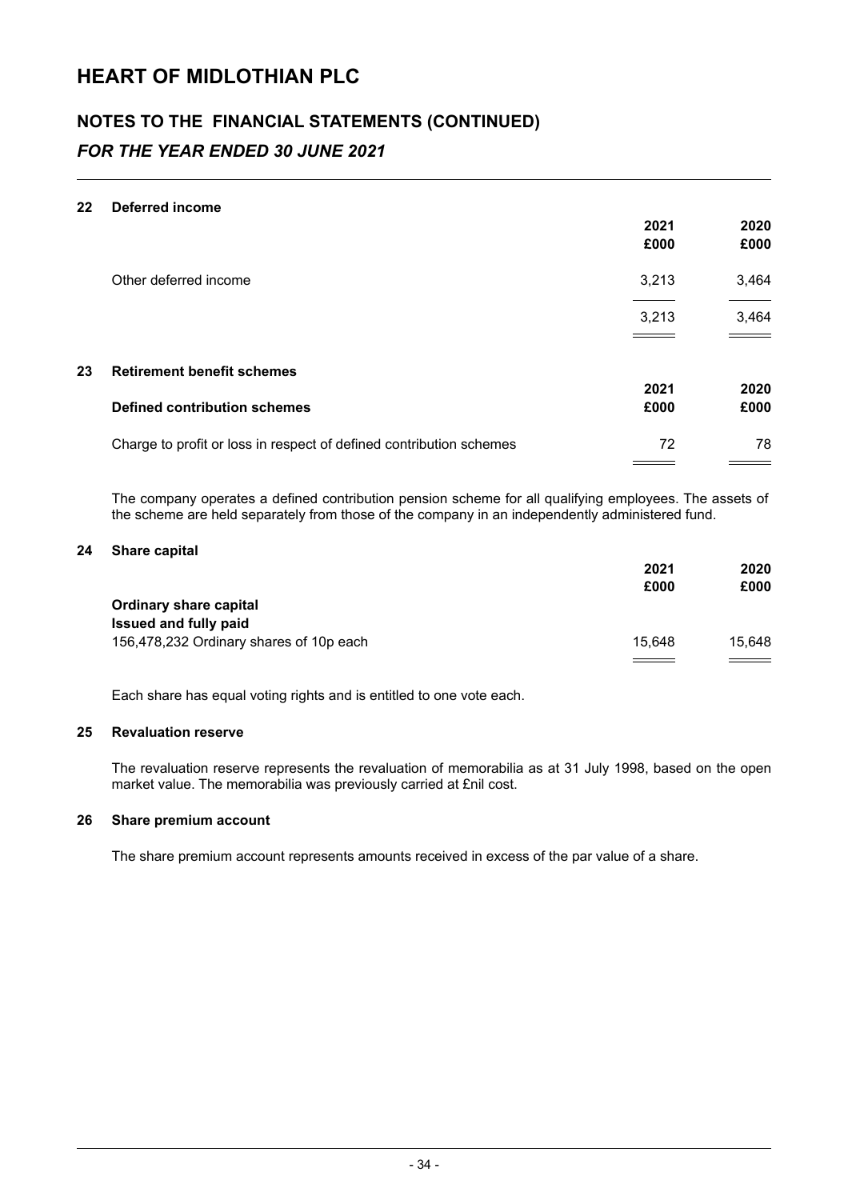# HEART OF MIDLOTHIAN PLC

## NOTES TO THE FINANCIAL STATEMENTS (CONTINUED)

### *FOR THE YEAR ENDED 30 JUNE 2021*

### 22 Deferred income

| | 2021 £000 | 2020 £000 |
|---|---|---|
| Other deferred income | 3,213 | 3,464 |
| | 3,213 | 3,464 |

### 23 Retirement benefit schemes

| **Defined contribution schemes** | 2021 £000 | 2020 £000 |
|---|---|---|
| Charge to profit or loss in respect of defined contribution schemes | 72 | 78 |

The company operates a defined contribution pension scheme for all qualifying employees. The assets of the scheme are held separately from those of the company in an independently administered fund.

### 24 Share capital

| | 2021 £000 | 2020 £000 |
|---|---|---|
| **Ordinary share capital** | | |
| **Issued and fully paid** | | |
| 156,478,232 Ordinary shares of 10p each | 15,648 | 15,648 |

Each share has equal voting rights and is entitled to one vote each.

### 25 Revaluation reserve

The revaluation reserve represents the revaluation of memorabilia as at 31 July 1998, based on the open market value. The memorabilia was previously carried at £nil cost.

### 26 Share premium account

The share premium account represents amounts received in excess of the par value of a share.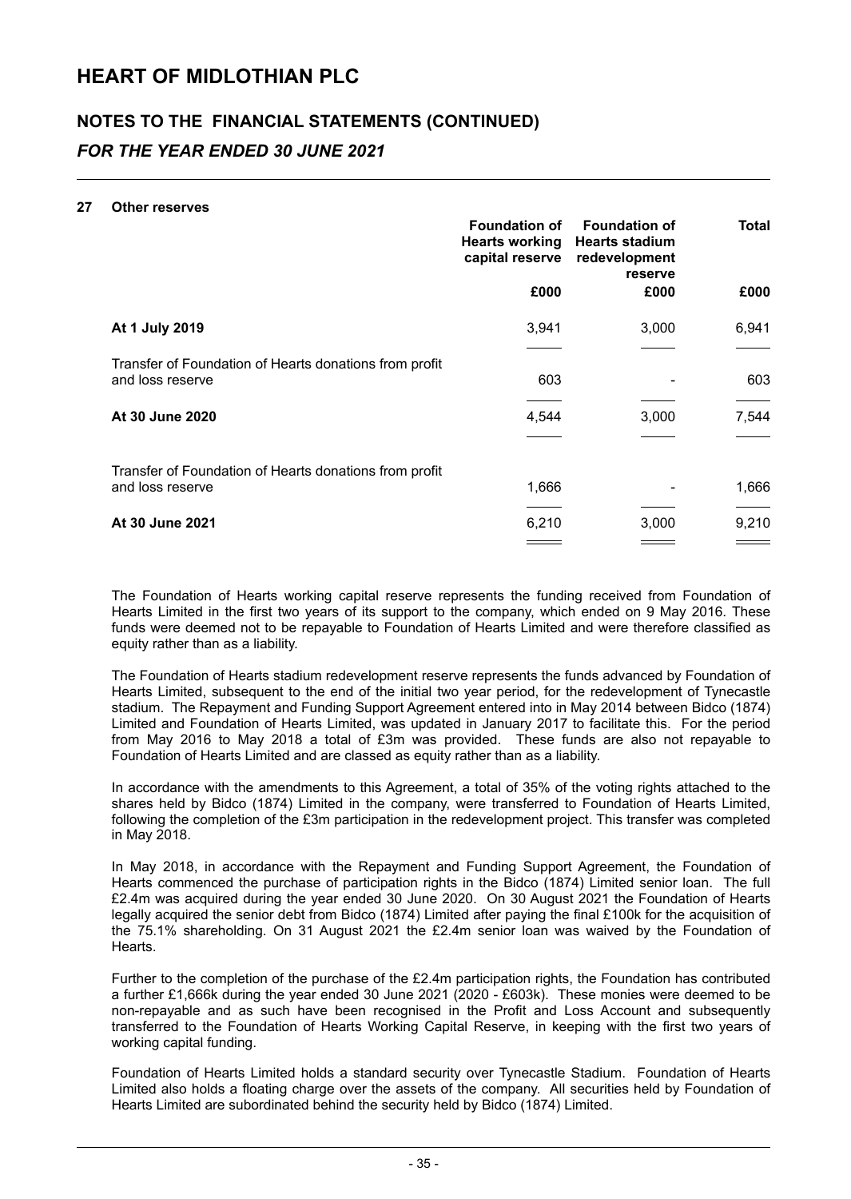# HEART OF MIDLOTHIAN PLC

## NOTES TO THE FINANCIAL STATEMENTS (CONTINUED)

### *FOR THE YEAR ENDED 30 JUNE 2021*

**27 Other reserves**

| | Foundation of Hearts working capital reserve | Foundation of Hearts stadium redevelopment reserve | Total |
|---|---|---|---|
| | £000 | £000 | £000 |
| **At 1 July 2019** | 3,941 | 3,000 | 6,941 |
| Transfer of Foundation of Hearts donations from profit and loss reserve | 603 | - | 603 |
| **At 30 June 2020** | 4,544 | 3,000 | 7,544 |
| Transfer of Foundation of Hearts donations from profit and loss reserve | 1,666 | - | 1,666 |
| **At 30 June 2021** | 6,210 | 3,000 | 9,210 |

The Foundation of Hearts working capital reserve represents the funding received from Foundation of Hearts Limited in the first two years of its support to the company, which ended on 9 May 2016. These funds were deemed not to be repayable to Foundation of Hearts Limited and were therefore classified as equity rather than as a liability.

The Foundation of Hearts stadium redevelopment reserve represents the funds advanced by Foundation of Hearts Limited, subsequent to the end of the initial two year period, for the redevelopment of Tynecastle stadium. The Repayment and Funding Support Agreement entered into in May 2014 between Bidco (1874) Limited and Foundation of Hearts Limited, was updated in January 2017 to facilitate this. For the period from May 2016 to May 2018 a total of £3m was provided. These funds are also not repayable to Foundation of Hearts Limited and are classed as equity rather than as a liability.

In accordance with the amendments to this Agreement, a total of 35% of the voting rights attached to the shares held by Bidco (1874) Limited in the company, were transferred to Foundation of Hearts Limited, following the completion of the £3m participation in the redevelopment project. This transfer was completed in May 2018.

In May 2018, in accordance with the Repayment and Funding Support Agreement, the Foundation of Hearts commenced the purchase of participation rights in the Bidco (1874) Limited senior loan. The full £2.4m was acquired during the year ended 30 June 2020. On 30 August 2021 the Foundation of Hearts legally acquired the senior debt from Bidco (1874) Limited after paying the final £100k for the acquisition of the 75.1% shareholding. On 31 August 2021 the £2.4m senior loan was waived by the Foundation of Hearts.

Further to the completion of the purchase of the £2.4m participation rights, the Foundation has contributed a further £1,666k during the year ended 30 June 2021 (2020 - £603k). These monies were deemed to be non-repayable and as such have been recognised in the Profit and Loss Account and subsequently transferred to the Foundation of Hearts Working Capital Reserve, in keeping with the first two years of working capital funding.

Foundation of Hearts Limited holds a standard security over Tynecastle Stadium. Foundation of Hearts Limited also holds a floating charge over the assets of the company. All securities held by Foundation of Hearts Limited are subordinated behind the security held by Bidco (1874) Limited.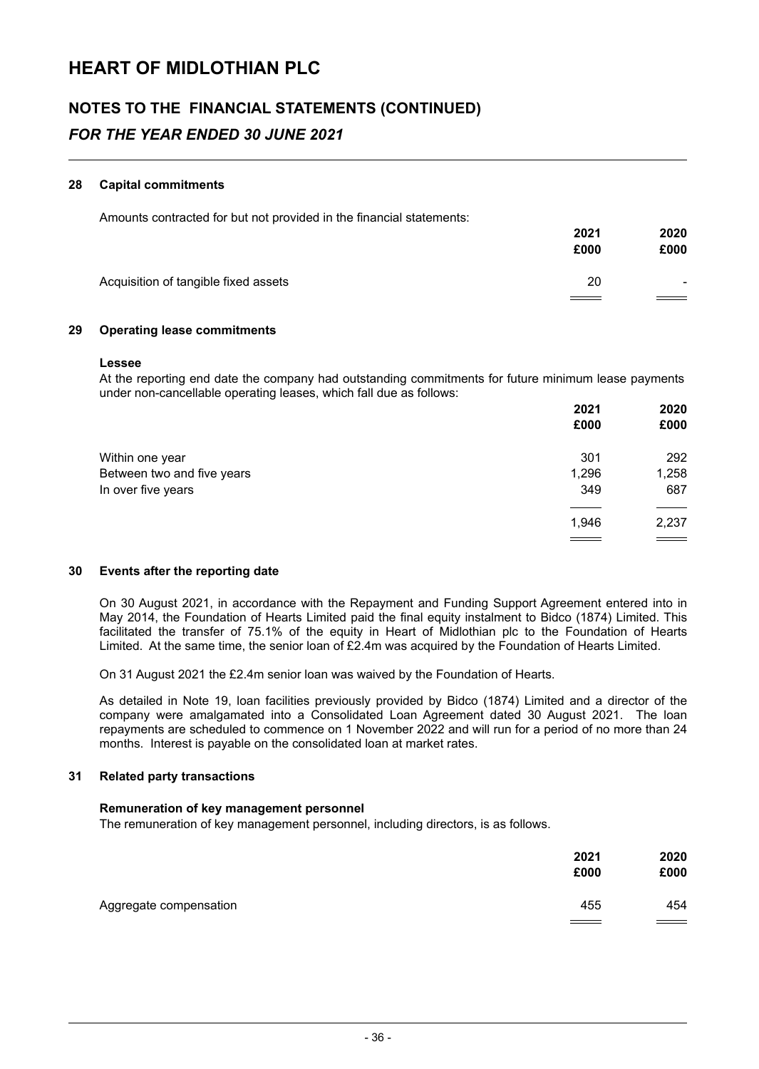# HEART OF MIDLOTHIAN PLC

## NOTES TO THE FINANCIAL STATEMENTS (CONTINUED)

### *FOR THE YEAR ENDED 30 JUNE 2021*

#### 28 Capital commitments

Amounts contracted for but not provided in the financial statements:

| | 2021 £000 | 2020 £000 |
|---|---|---|
| Acquisition of tangible fixed assets | 20 | - |

#### 29 Operating lease commitments

**Lessee**

At the reporting end date the company had outstanding commitments for future minimum lease payments under non-cancellable operating leases, which fall due as follows:

| | 2021 £000 | 2020 £000 |
|---|---|---|
| Within one year | 301 | 292 |
| Between two and five years | 1,296 | 1,258 |
| In over five years | 349 | 687 |
| | 1,946 | 2,237 |

#### 30 Events after the reporting date

On 30 August 2021, in accordance with the Repayment and Funding Support Agreement entered into in May 2014, the Foundation of Hearts Limited paid the final equity instalment to Bidco (1874) Limited. This facilitated the transfer of 75.1% of the equity in Heart of Midlothian plc to the Foundation of Hearts Limited. At the same time, the senior loan of £2.4m was acquired by the Foundation of Hearts Limited.

On 31 August 2021 the £2.4m senior loan was waived by the Foundation of Hearts.

As detailed in Note 19, loan facilities previously provided by Bidco (1874) Limited and a director of the company were amalgamated into a Consolidated Loan Agreement dated 30 August 2021. The loan repayments are scheduled to commence on 1 November 2022 and will run for a period of no more than 24 months. Interest is payable on the consolidated loan at market rates.

#### 31 Related party transactions

**Remuneration of key management personnel**

The remuneration of key management personnel, including directors, is as follows.

| | 2021 £000 | 2020 £000 |
|---|---|---|
| Aggregate compensation | 455 | 454 |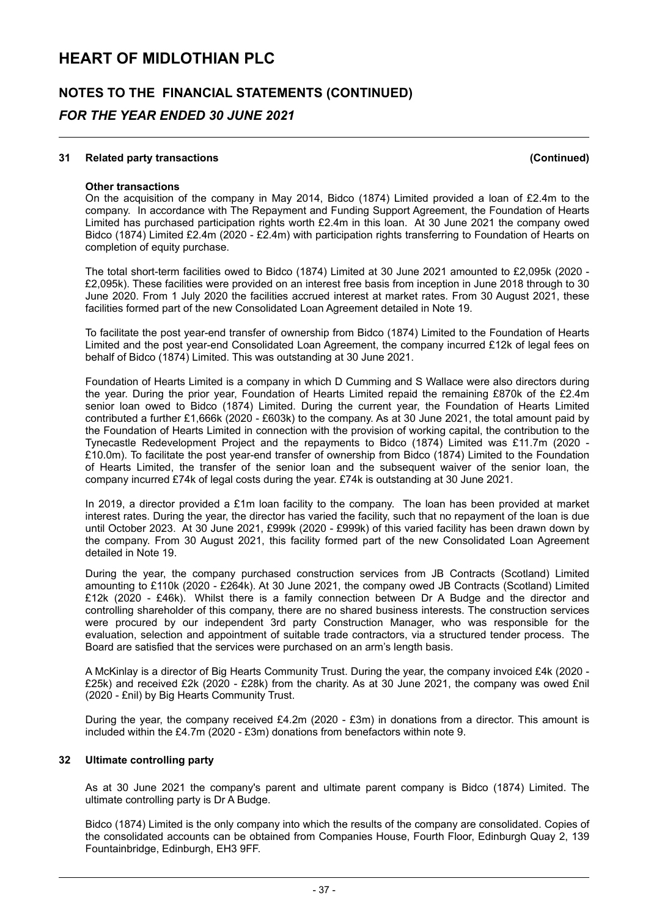### 31 Related party transactions (Continued)

**Other transactions**

On the acquisition of the company in May 2014, Bidco (1874) Limited provided a loan of £2.4m to the company. In accordance with The Repayment and Funding Support Agreement, the Foundation of Hearts Limited has purchased participation rights worth £2.4m in this loan. At 30 June 2021 the company owed Bidco (1874) Limited £2.4m (2020 - £2.4m) with participation rights transferring to Foundation of Hearts on completion of equity purchase.

The total short-term facilities owed to Bidco (1874) Limited at 30 June 2021 amounted to £2,095k (2020 - £2,095k). These facilities were provided on an interest free basis from inception in June 2018 through to 30 June 2020. From 1 July 2020 the facilities accrued interest at market rates. From 30 August 2021, these facilities formed part of the new Consolidated Loan Agreement detailed in Note 19.

To facilitate the post year-end transfer of ownership from Bidco (1874) Limited to the Foundation of Hearts Limited and the post year-end Consolidated Loan Agreement, the company incurred £12k of legal fees on behalf of Bidco (1874) Limited. This was outstanding at 30 June 2021.

Foundation of Hearts Limited is a company in which D Cumming and S Wallace were also directors during the year. During the prior year, Foundation of Hearts Limited repaid the remaining £870k of the £2.4m senior loan owed to Bidco (1874) Limited. During the current year, the Foundation of Hearts Limited contributed a further £1,666k (2020 - £603k) to the company. As at 30 June 2021, the total amount paid by the Foundation of Hearts Limited in connection with the provision of working capital, the contribution to the Tynecastle Redevelopment Project and the repayments to Bidco (1874) Limited was £11.7m (2020 - £10.0m). To facilitate the post year-end transfer of ownership from Bidco (1874) Limited to the Foundation of Hearts Limited, the transfer of the senior loan and the subsequent waiver of the senior loan, the company incurred £74k of legal costs during the year. £74k is outstanding at 30 June 2021.

In 2019, a director provided a £1m loan facility to the company. The loan has been provided at market interest rates. During the year, the director has varied the facility, such that no repayment of the loan is due until October 2023. At 30 June 2021, £999k (2020 - £999k) of this varied facility has been drawn down by the company. From 30 August 2021, this facility formed part of the new Consolidated Loan Agreement detailed in Note 19.

During the year, the company purchased construction services from JB Contracts (Scotland) Limited amounting to £110k (2020 - £264k). At 30 June 2021, the company owed JB Contracts (Scotland) Limited £12k (2020 - £46k). Whilst there is a family connection between Dr A Budge and the director and controlling shareholder of this company, there are no shared business interests. The construction services were procured by our independent 3rd party Construction Manager, who was responsible for the evaluation, selection and appointment of suitable trade contractors, via a structured tender process. The Board are satisfied that the services were purchased on an arm's length basis.

A McKinlay is a director of Big Hearts Community Trust. During the year, the company invoiced £4k (2020 - £25k) and received £2k (2020 - £28k) from the charity. As at 30 June 2021, the company was owed £nil (2020 - £nil) by Big Hearts Community Trust.

During the year, the company received £4.2m (2020 - £3m) in donations from a director. This amount is included within the £4.7m (2020 - £3m) donations from benefactors within note 9.

### 32 Ultimate controlling party

As at 30 June 2021 the company's parent and ultimate parent company is Bidco (1874) Limited. The ultimate controlling party is Dr A Budge.

Bidco (1874) Limited is the only company into which the results of the company are consolidated. Copies of the consolidated accounts can be obtained from Companies House, Fourth Floor, Edinburgh Quay 2, 139 Fountainbridge, Edinburgh, EH3 9FF.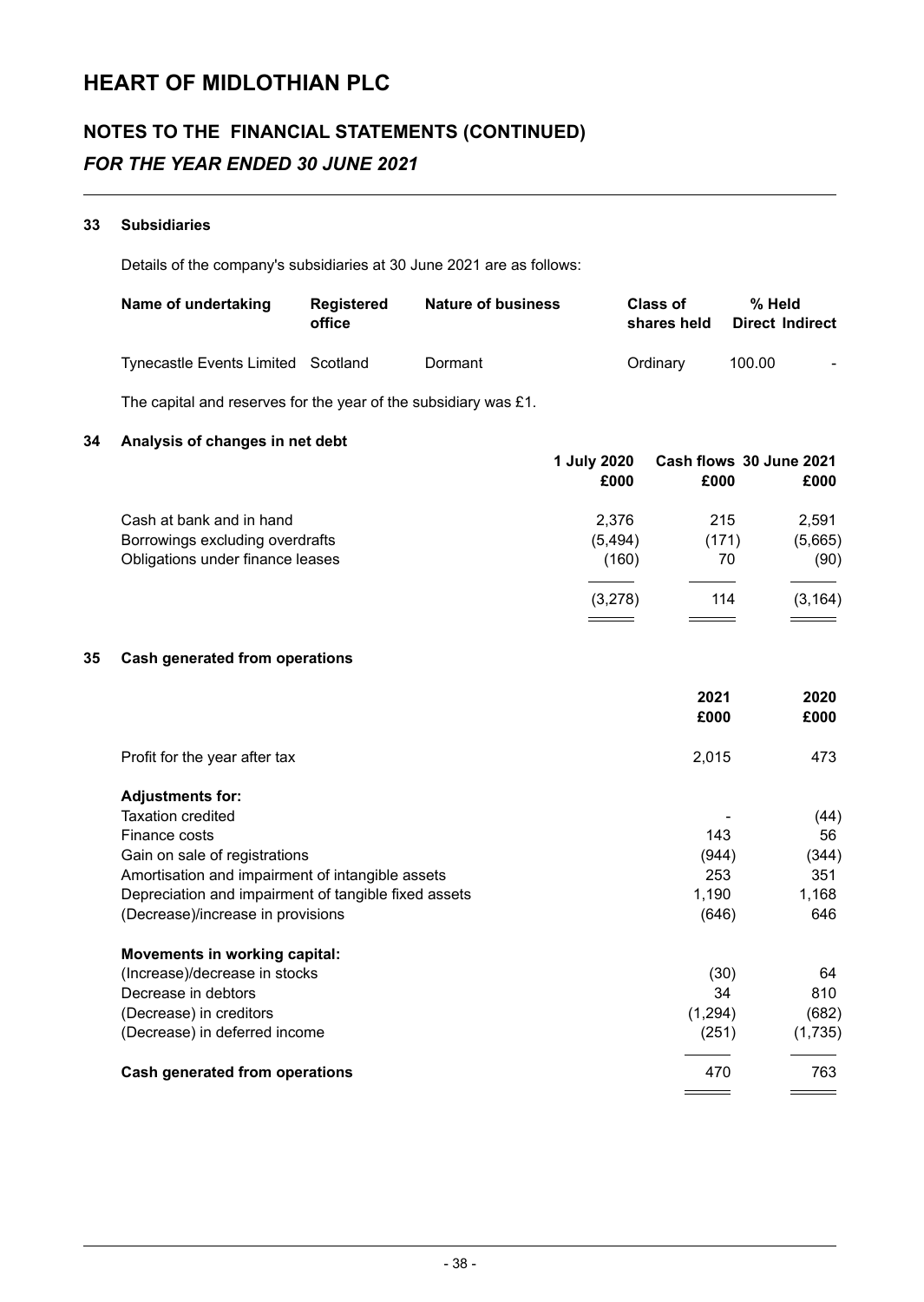# HEART OF MIDLOTHIAN PLC

## NOTES TO THE FINANCIAL STATEMENTS (CONTINUED)

### *FOR THE YEAR ENDED 30 JUNE 2021*

#### 33 Subsidiaries

Details of the company's subsidiaries at 30 June 2021 are as follows:

| Name of undertaking | Registered office | Nature of business | Class of shares held | % Held Direct | % Held Indirect |
|---|---|---|---|---|---|
| Tynecastle Events Limited | Scotland | Dormant | Ordinary | 100.00 | - |

The capital and reserves for the year of the subsidiary was £1.

#### 34 Analysis of changes in net debt

| | 1 July 2020 £000 | Cash flows £000 | 30 June 2021 £000 |
|---|---|---|---|
| Cash at bank and in hand | 2,376 | 215 | 2,591 |
| Borrowings excluding overdrafts | (5,494) | (171) | (5,665) |
| Obligations under finance leases | (160) | 70 | (90) |
| | (3,278) | 114 | (3,164) |

#### 35 Cash generated from operations

| | 2021 £000 | 2020 £000 |
|---|---|---|
| Profit for the year after tax | 2,015 | 473 |
| **Adjustments for:** | | |
| Taxation credited | - | (44) |
| Finance costs | 143 | 56 |
| Gain on sale of registrations | (944) | (344) |
| Amortisation and impairment of intangible assets | 253 | 351 |
| Depreciation and impairment of tangible fixed assets | 1,190 | 1,168 |
| (Decrease)/increase in provisions | (646) | 646 |
| **Movements in working capital:** | | |
| (Increase)/decrease in stocks | (30) | 64 |
| Decrease in debtors | 34 | 810 |
| (Decrease) in creditors | (1,294) | (682) |
| (Decrease) in deferred income | (251) | (1,735) |
| **Cash generated from operations** | 470 | 763 |